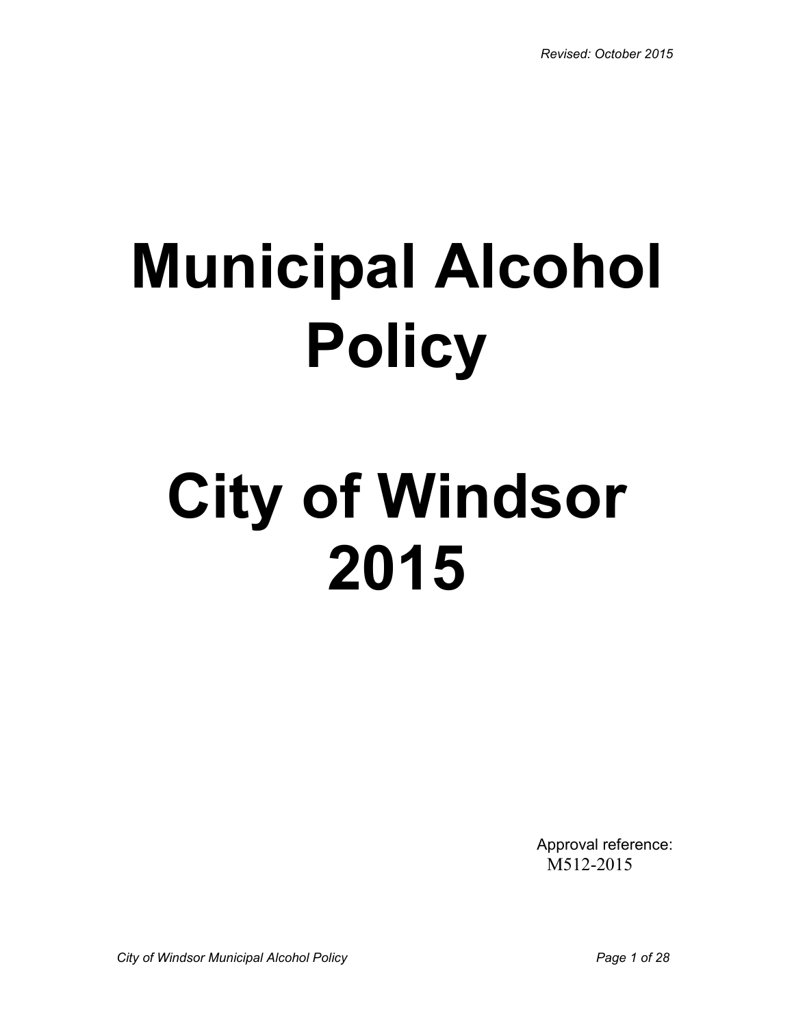*Revised: October 2015*

# Municipal Alcohol Policy

# City of Windsor 2015

Approval reference:
M512-2015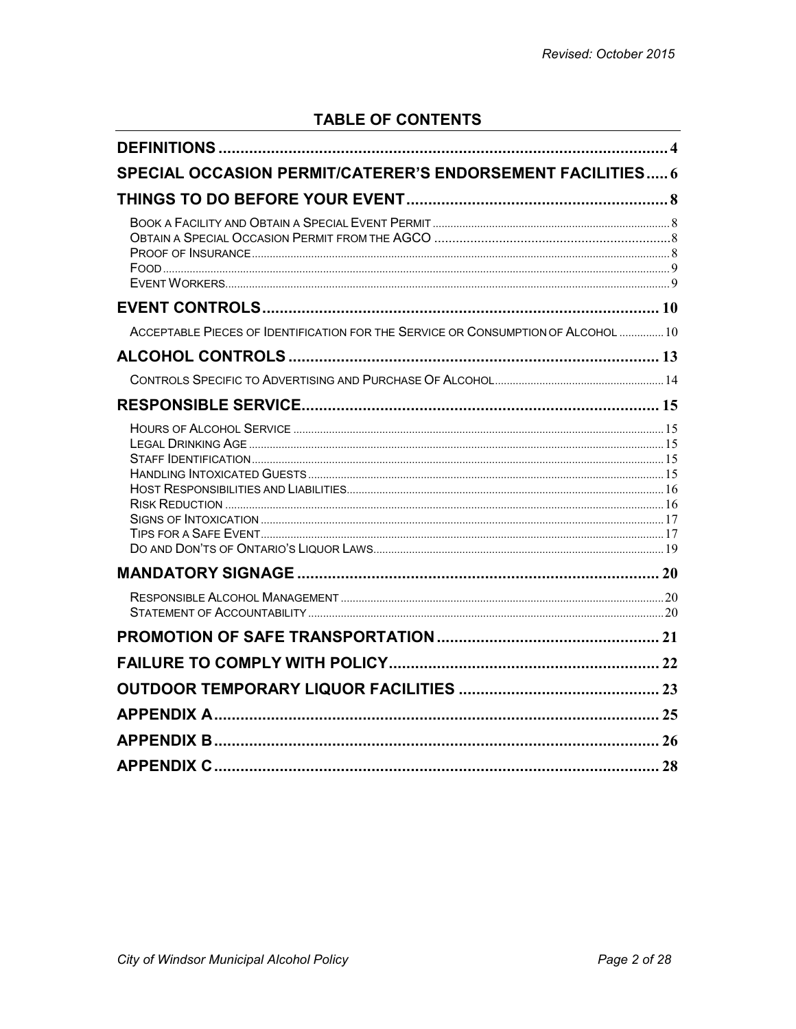Revised: October 2015

# TABLE OF CONTENTS

- **DEFINITIONS** ........ 4
- **SPECIAL OCCASION PERMIT/CATERER'S ENDORSEMENT FACILITIES** ........ 6
- **THINGS TO DO BEFORE YOUR EVENT** ........ 8
  - Book a Facility and Obtain a Special Event Permit ........ 8
  - Obtain a Special Occasion Permit from the AGCO ........ 8
  - Proof of Insurance ........ 8
  - Food ........ 9
  - Event Workers ........ 9
- **EVENT CONTROLS** ........ 10
  - Acceptable Pieces of Identification for the Service or Consumption of Alcohol ........ 10
- **ALCOHOL CONTROLS** ........ 13
  - Controls Specific to Advertising and Purchase Of Alcohol ........ 14
- **RESPONSIBLE SERVICE** ........ 15
  - Hours of Alcohol Service ........ 15
  - Legal Drinking Age ........ 15
  - Staff Identification ........ 15
  - Handling Intoxicated Guests ........ 15
  - Host Responsibilities and Liabilities ........ 16
  - Risk Reduction ........ 16
  - Signs of Intoxication ........ 17
  - Tips for a Safe Event ........ 17
  - Do and Don't of Ontario's Liquor Laws ........ 19
- **MANDATORY SIGNAGE** ........ 20
  - Responsible Alcohol Management ........ 20
  - Statement of Accountability ........ 20
- **PROMOTION OF SAFE TRANSPORTATION** ........ 21
- **FAILURE TO COMPLY WITH POLICY** ........ 22
- **OUTDOOR TEMPORARY LIQUOR FACILITIES** ........ 23
- **APPENDIX A** ........ 25
- **APPENDIX B** ........ 26
- **APPENDIX C** ........ 28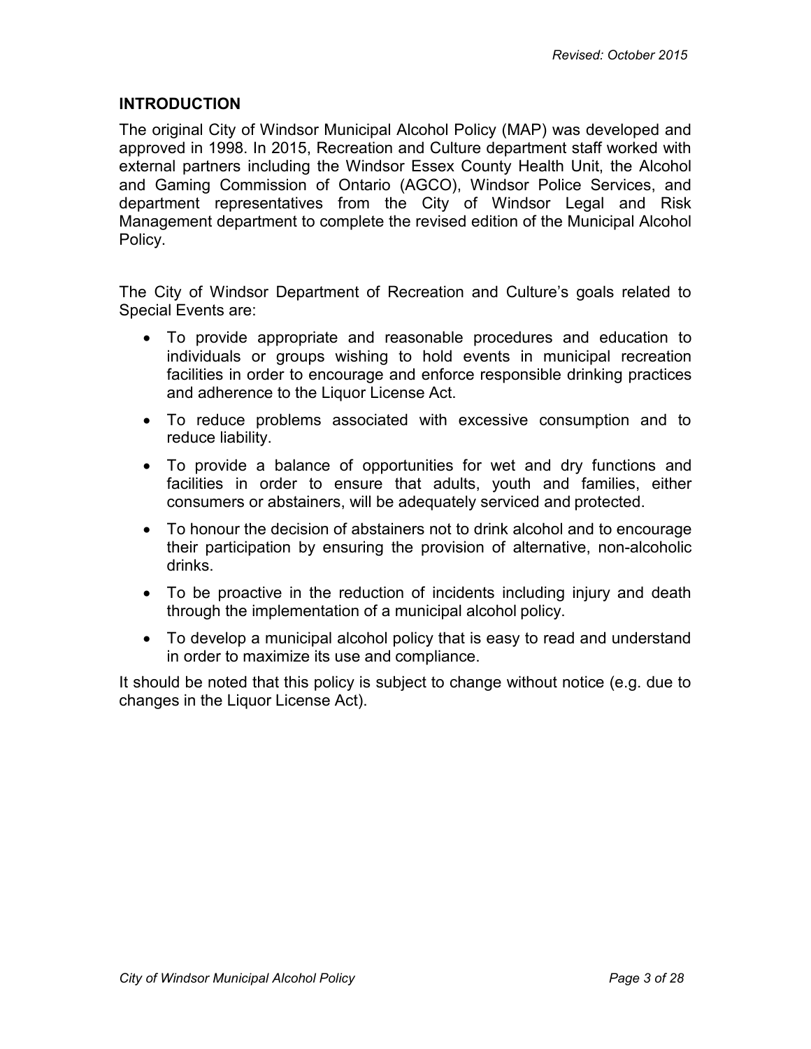## INTRODUCTION

The original City of Windsor Municipal Alcohol Policy (MAP) was developed and approved in 1998. In 2015, Recreation and Culture department staff worked with external partners including the Windsor Essex County Health Unit, the Alcohol and Gaming Commission of Ontario (AGCO), Windsor Police Services, and department representatives from the City of Windsor Legal and Risk Management department to complete the revised edition of the Municipal Alcohol Policy.

The City of Windsor Department of Recreation and Culture's goals related to Special Events are:

- To provide appropriate and reasonable procedures and education to individuals or groups wishing to hold events in municipal recreation facilities in order to encourage and enforce responsible drinking practices and adherence to the Liquor License Act.
- To reduce problems associated with excessive consumption and to reduce liability.
- To provide a balance of opportunities for wet and dry functions and facilities in order to ensure that adults, youth and families, either consumers or abstainers, will be adequately serviced and protected.
- To honour the decision of abstainers not to drink alcohol and to encourage their participation by ensuring the provision of alternative, non-alcoholic drinks.
- To be proactive in the reduction of incidents including injury and death through the implementation of a municipal alcohol policy.
- To develop a municipal alcohol policy that is easy to read and understand in order to maximize its use and compliance.

It should be noted that this policy is subject to change without notice (e.g. due to changes in the Liquor License Act).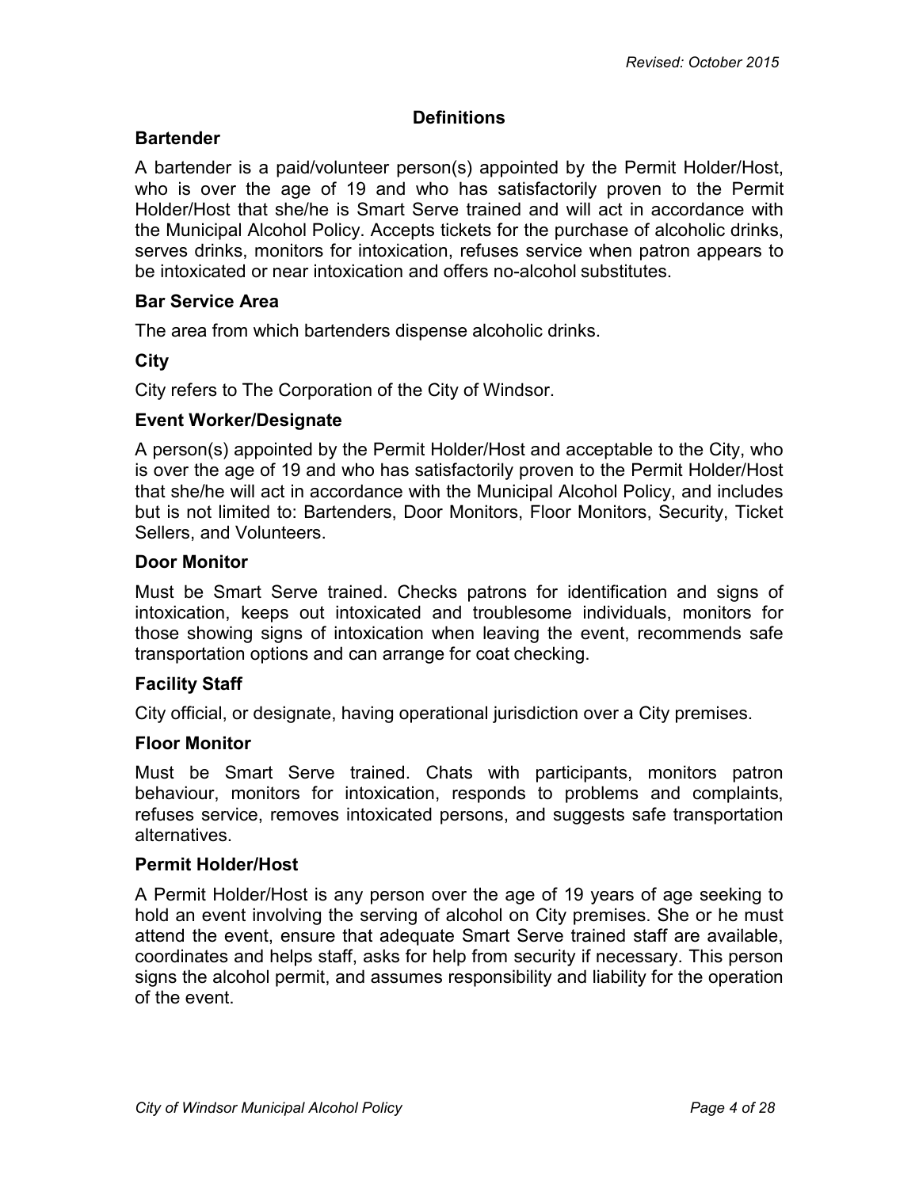## Definitions

### Bartender

A bartender is a paid/volunteer person(s) appointed by the Permit Holder/Host, who is over the age of 19 and who has satisfactorily proven to the Permit Holder/Host that she/he is Smart Serve trained and will act in accordance with the Municipal Alcohol Policy. Accepts tickets for the purchase of alcoholic drinks, serves drinks, monitors for intoxication, refuses service when patron appears to be intoxicated or near intoxication and offers no-alcohol substitutes.

### Bar Service Area

The area from which bartenders dispense alcoholic drinks.

### City

City refers to The Corporation of the City of Windsor.

### Event Worker/Designate

A person(s) appointed by the Permit Holder/Host and acceptable to the City, who is over the age of 19 and who has satisfactorily proven to the Permit Holder/Host that she/he will act in accordance with the Municipal Alcohol Policy, and includes but is not limited to: Bartenders, Door Monitors, Floor Monitors, Security, Ticket Sellers, and Volunteers.

### Door Monitor

Must be Smart Serve trained. Checks patrons for identification and signs of intoxication, keeps out intoxicated and troublesome individuals, monitors for those showing signs of intoxication when leaving the event, recommends safe transportation options and can arrange for coat checking.

### Facility Staff

City official, or designate, having operational jurisdiction over a City premises.

### Floor Monitor

Must be Smart Serve trained. Chats with participants, monitors patron behaviour, monitors for intoxication, responds to problems and complaints, refuses service, removes intoxicated persons, and suggests safe transportation alternatives.

### Permit Holder/Host

A Permit Holder/Host is any person over the age of 19 years of age seeking to hold an event involving the serving of alcohol on City premises. She or he must attend the event, ensure that adequate Smart Serve trained staff are available, coordinates and helps staff, asks for help from security if necessary. This person signs the alcohol permit, and assumes responsibility and liability for the operation of the event.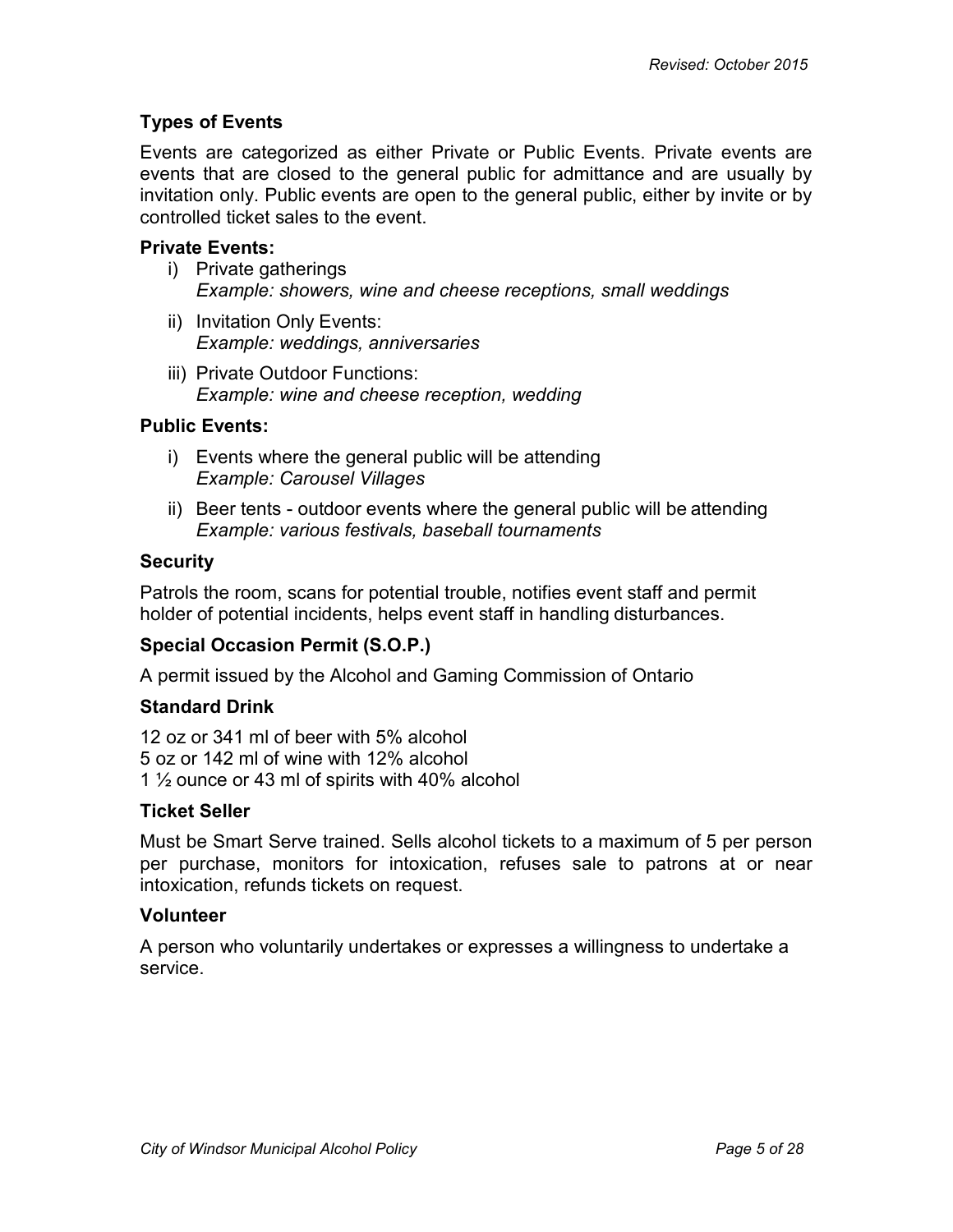### Types of Events

Events are categorized as either Private or Public Events. Private events are events that are closed to the general public for admittance and are usually by invitation only. Public events are open to the general public, either by invite or by controlled ticket sales to the event.

**Private Events:**

i) Private gatherings
*Example: showers, wine and cheese receptions, small weddings*

ii) Invitation Only Events:
*Example: weddings, anniversaries*

iii) Private Outdoor Functions:
*Example: wine and cheese reception, wedding*

**Public Events:**

i) Events where the general public will be attending
*Example: Carousel Villages*

ii) Beer tents - outdoor events where the general public will be attending
*Example: various festivals, baseball tournaments*

### Security

Patrols the room, scans for potential trouble, notifies event staff and permit holder of potential incidents, helps event staff in handling disturbances.

### Special Occasion Permit (S.O.P.)

A permit issued by the Alcohol and Gaming Commission of Ontario

### Standard Drink

12 oz or 341 ml of beer with 5% alcohol
5 oz or 142 ml of wine with 12% alcohol
1 ½ ounce or 43 ml of spirits with 40% alcohol

### Ticket Seller

Must be Smart Serve trained. Sells alcohol tickets to a maximum of 5 per person per purchase, monitors for intoxication, refuses sale to patrons at or near intoxication, refunds tickets on request.

### Volunteer

A person who voluntarily undertakes or expresses a willingness to undertake a service.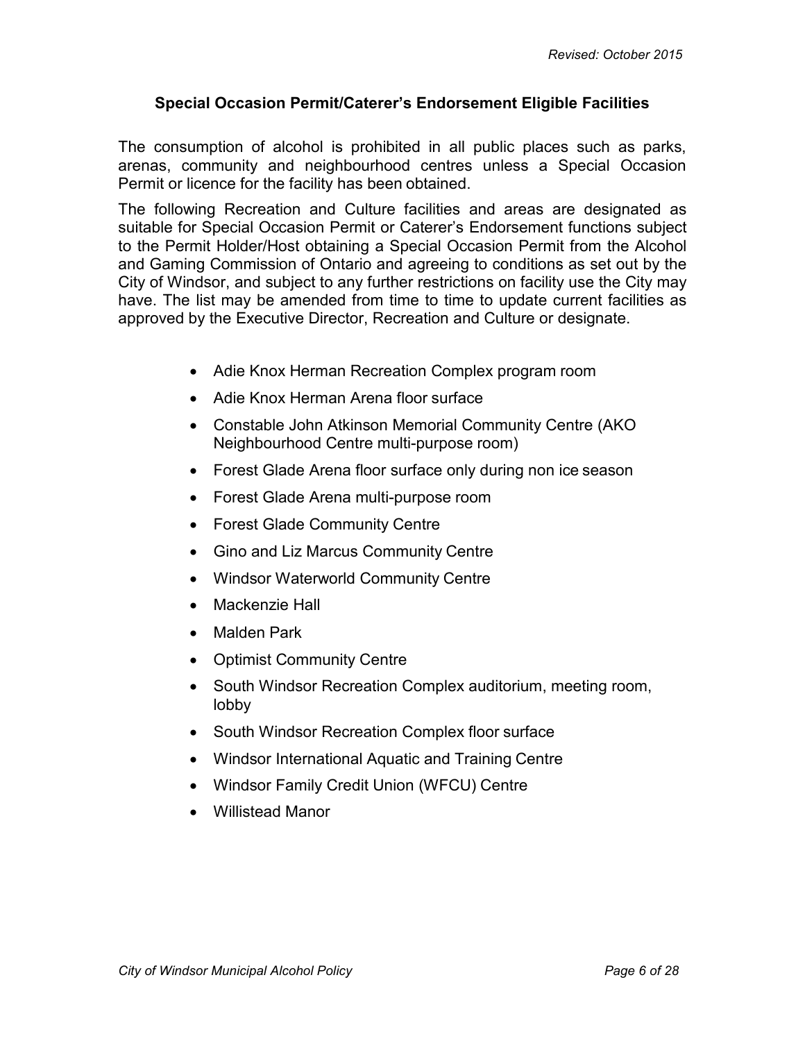## Special Occasion Permit/Caterer's Endorsement Eligible Facilities

The consumption of alcohol is prohibited in all public places such as parks, arenas, community and neighbourhood centres unless a Special Occasion Permit or licence for the facility has been obtained.

The following Recreation and Culture facilities and areas are designated as suitable for Special Occasion Permit or Caterer's Endorsement functions subject to the Permit Holder/Host obtaining a Special Occasion Permit from the Alcohol and Gaming Commission of Ontario and agreeing to conditions as set out by the City of Windsor, and subject to any further restrictions on facility use the City may have. The list may be amended from time to time to update current facilities as approved by the Executive Director, Recreation and Culture or designate.

- Adie Knox Herman Recreation Complex program room
- Adie Knox Herman Arena floor surface
- Constable John Atkinson Memorial Community Centre (AKO Neighbourhood Centre multi-purpose room)
- Forest Glade Arena floor surface only during non ice season
- Forest Glade Arena multi-purpose room
- Forest Glade Community Centre
- Gino and Liz Marcus Community Centre
- Windsor Waterworld Community Centre
- Mackenzie Hall
- Malden Park
- Optimist Community Centre
- South Windsor Recreation Complex auditorium, meeting room, lobby
- South Windsor Recreation Complex floor surface
- Windsor International Aquatic and Training Centre
- Windsor Family Credit Union (WFCU) Centre
- Willistead Manor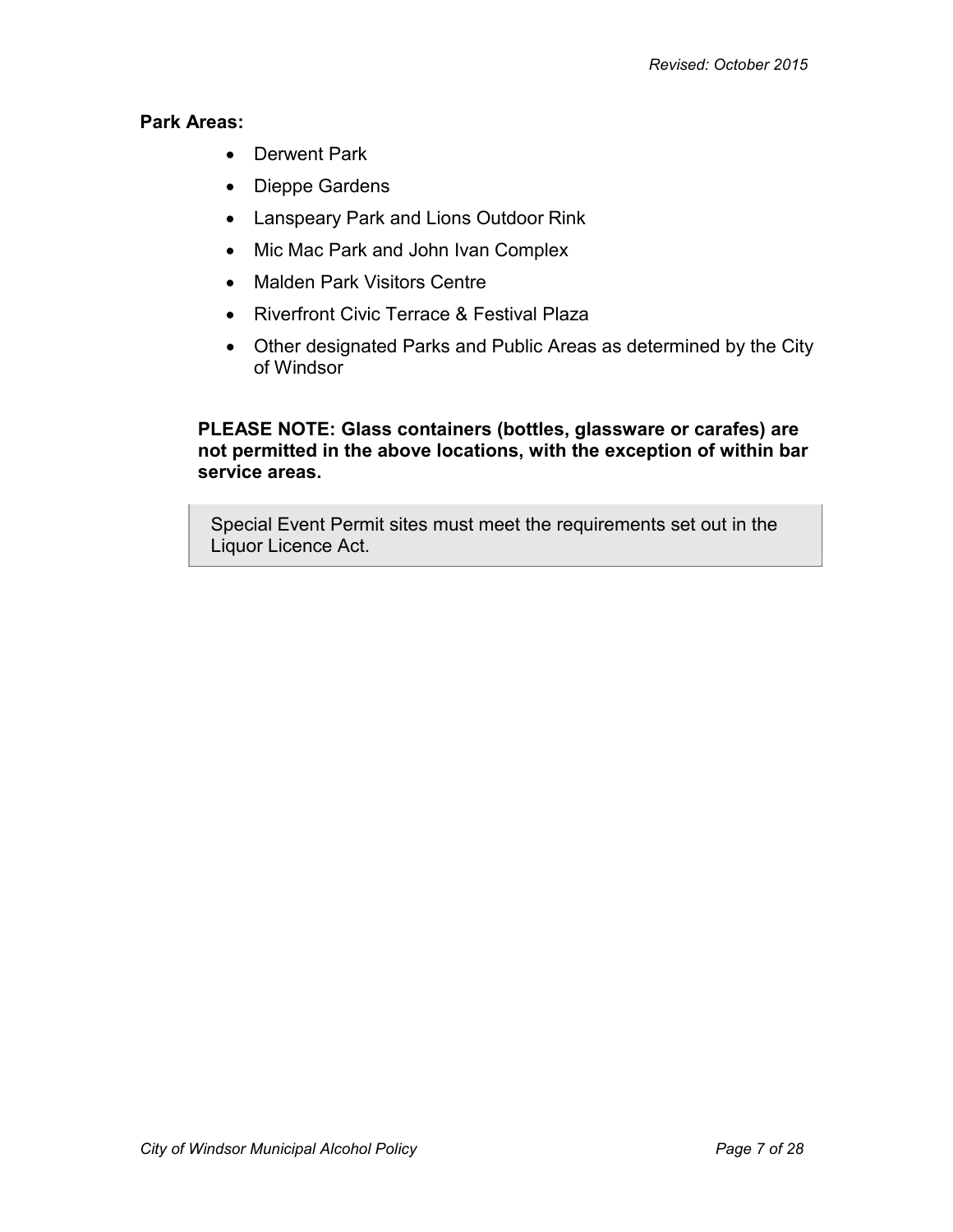**Park Areas:**

- Derwent Park
- Dieppe Gardens
- Lanspeary Park and Lions Outdoor Rink
- Mic Mac Park and John Ivan Complex
- Malden Park Visitors Centre
- Riverfront Civic Terrace & Festival Plaza
- Other designated Parks and Public Areas as determined by the City of Windsor

**PLEASE NOTE: Glass containers (bottles, glassware or carafes) are not permitted in the above locations, with the exception of within bar service areas.**

> Special Event Permit sites must meet the requirements set out in the Liquor Licence Act.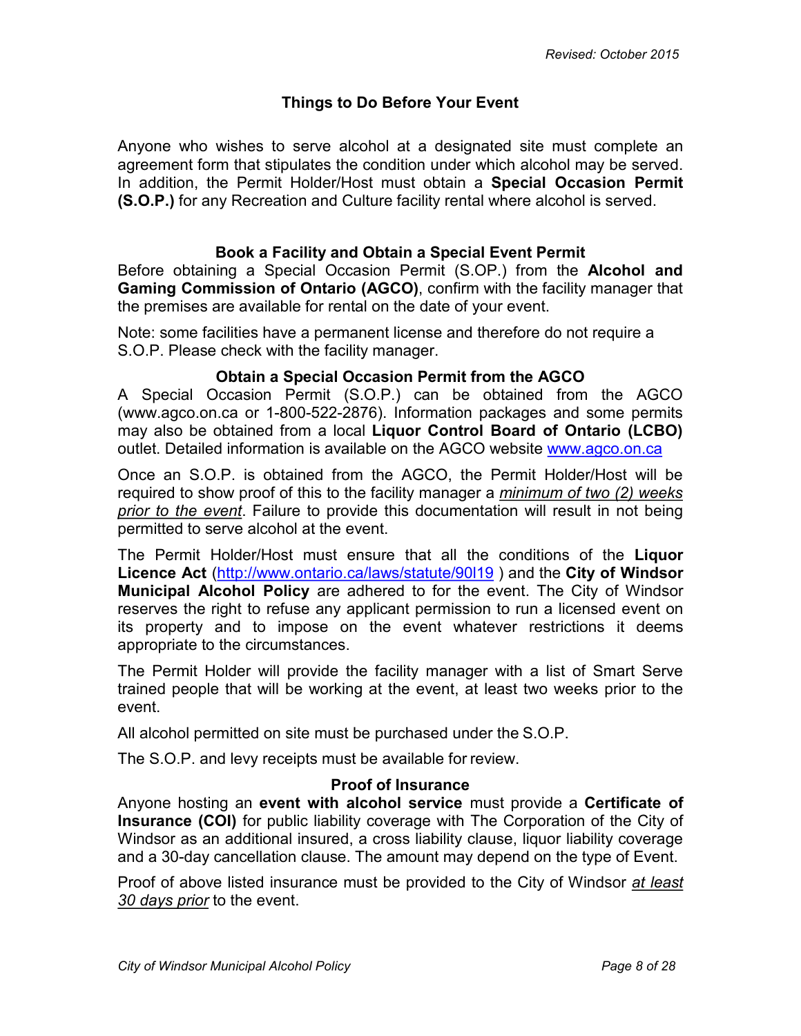## Things to Do Before Your Event

Anyone who wishes to serve alcohol at a designated site must complete an agreement form that stipulates the condition under which alcohol may be served. In addition, the Permit Holder/Host must obtain a **Special Occasion Permit (S.O.P.)** for any Recreation and Culture facility rental where alcohol is served.

### Book a Facility and Obtain a Special Event Permit

Before obtaining a Special Occasion Permit (S.OP.) from the **Alcohol and Gaming Commission of Ontario (AGCO)**, confirm with the facility manager that the premises are available for rental on the date of your event.

Note: some facilities have a permanent license and therefore do not require a S.O.P. Please check with the facility manager.

### Obtain a Special Occasion Permit from the AGCO

A Special Occasion Permit (S.O.P.) can be obtained from the AGCO (www.agco.on.ca or 1-800-522-2876). Information packages and some permits may also be obtained from a local **Liquor Control Board of Ontario (LCBO)** outlet. Detailed information is available on the AGCO website [www.agco.on.ca](http://www.agco.on.ca)

Once an S.O.P. is obtained from the AGCO, the Permit Holder/Host will be required to show proof of this to the facility manager a *minimum of two (2) weeks prior to the event*. Failure to provide this documentation will result in not being permitted to serve alcohol at the event.

The Permit Holder/Host must ensure that all the conditions of the **Liquor Licence Act** ([http://www.ontario.ca/laws/statute/90l19](http://www.ontario.ca/laws/statute/90l19) ) and the **City of Windsor Municipal Alcohol Policy** are adhered to for the event. The City of Windsor reserves the right to refuse any applicant permission to run a licensed event on its property and to impose on the event whatever restrictions it deems appropriate to the circumstances.

The Permit Holder will provide the facility manager with a list of Smart Serve trained people that will be working at the event, at least two weeks prior to the event.

All alcohol permitted on site must be purchased under the S.O.P.

The S.O.P. and levy receipts must be available for review.

### Proof of Insurance

Anyone hosting an **event with alcohol service** must provide a **Certificate of Insurance (COI)** for public liability coverage with The Corporation of the City of Windsor as an additional insured, a cross liability clause, liquor liability coverage and a 30-day cancellation clause. The amount may depend on the type of Event.

Proof of above listed insurance must be provided to the City of Windsor *at least 30 days prior* to the event.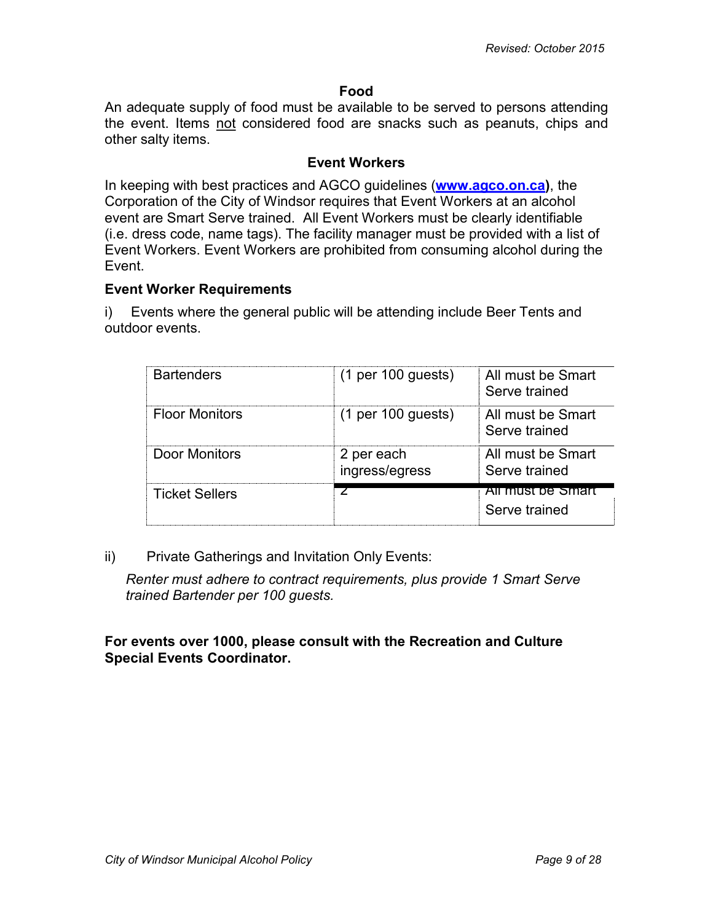## Food

An adequate supply of food must be available to be served to persons attending the event. Items not considered food are snacks such as peanuts, chips and other salty items.

## Event Workers

In keeping with best practices and AGCO guidelines (**[www.agco.on.ca](http://www.agco.on.ca)**), the Corporation of the City of Windsor requires that Event Workers at an alcohol event are Smart Serve trained. All Event Workers must be clearly identifiable (i.e. dress code, name tags). The facility manager must be provided with a list of Event Workers. Event Workers are prohibited from consuming alcohol during the Event.

### Event Worker Requirements

i) Events where the general public will be attending include Beer Tents and outdoor events.

| | | |
|---|---|---|
| Bartenders | (1 per 100 guests) | All must be Smart Serve trained |
| Floor Monitors | (1 per 100 guests) | All must be Smart Serve trained |
| Door Monitors | 2 per each ingress/egress | All must be Smart Serve trained |
| Ticket Sellers | 2 | All must be Smart Serve trained |

ii) Private Gatherings and Invitation Only Events:

*Renter must adhere to contract requirements, plus provide 1 Smart Serve trained Bartender per 100 guests.*

**For events over 1000, please consult with the Recreation and Culture Special Events Coordinator.**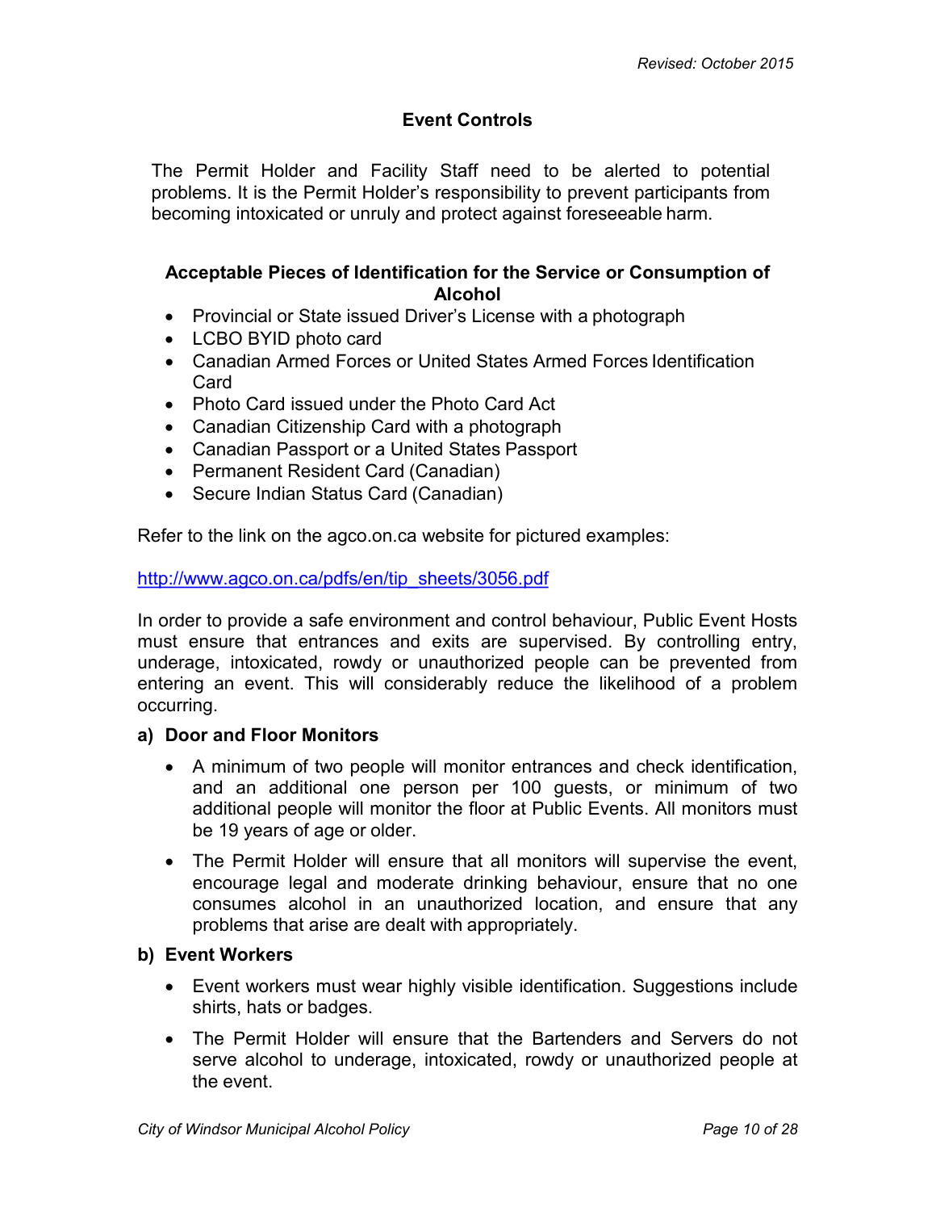## Event Controls

The Permit Holder and Facility Staff need to be alerted to potential problems. It is the Permit Holder's responsibility to prevent participants from becoming intoxicated or unruly and protect against foreseeable harm.

### Acceptable Pieces of Identification for the Service or Consumption of Alcohol

- Provincial or State issued Driver's License with a photograph
- LCBO BYID photo card
- Canadian Armed Forces or United States Armed Forces Identification Card
- Photo Card issued under the Photo Card Act
- Canadian Citizenship Card with a photograph
- Canadian Passport or a United States Passport
- Permanent Resident Card (Canadian)
- Secure Indian Status Card (Canadian)

Refer to the link on the agco.on.ca website for pictured examples:

http://www.agco.on.ca/pdfs/en/tip_sheets/3056.pdf

In order to provide a safe environment and control behaviour, Public Event Hosts must ensure that entrances and exits are supervised. By controlling entry, underage, intoxicated, rowdy or unauthorized people can be prevented from entering an event. This will considerably reduce the likelihood of a problem occurring.

**a) Door and Floor Monitors**

- A minimum of two people will monitor entrances and check identification, and an additional one person per 100 guests, or minimum of two additional people will monitor the floor at Public Events. All monitors must be 19 years of age or older.
- The Permit Holder will ensure that all monitors will supervise the event, encourage legal and moderate drinking behaviour, ensure that no one consumes alcohol in an unauthorized location, and ensure that any problems that arise are dealt with appropriately.

**b) Event Workers**

- Event workers must wear highly visible identification. Suggestions include shirts, hats or badges.
- The Permit Holder will ensure that the Bartenders and Servers do not serve alcohol to underage, intoxicated, rowdy or unauthorized people at the event.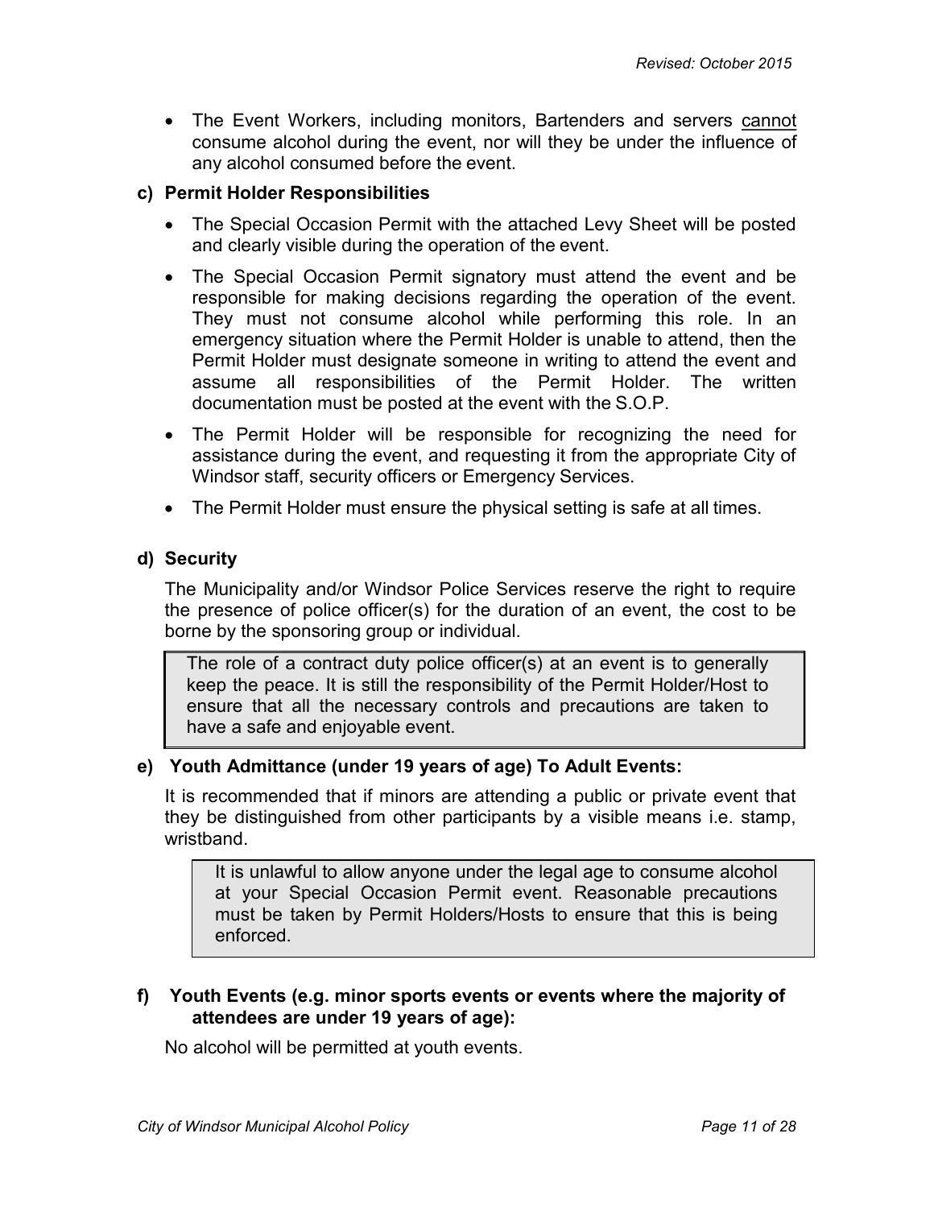- The Event Workers, including monitors, Bartenders and servers <u>cannot</u> consume alcohol during the event, nor will they be under the influence of any alcohol consumed before the event.

**c) Permit Holder Responsibilities**

- The Special Occasion Permit with the attached Levy Sheet will be posted and clearly visible during the operation of the event.
- The Special Occasion Permit signatory must attend the event and be responsible for making decisions regarding the operation of the event. They must not consume alcohol while performing this role. In an emergency situation where the Permit Holder is unable to attend, then the Permit Holder must designate someone in writing to attend the event and assume all responsibilities of the Permit Holder. The written documentation must be posted at the event with the S.O.P.
- The Permit Holder will be responsible for recognizing the need for assistance during the event, and requesting it from the appropriate City of Windsor staff, security officers or Emergency Services.
- The Permit Holder must ensure the physical setting is safe at all times.

**d) Security**

The Municipality and/or Windsor Police Services reserve the right to require the presence of police officer(s) for the duration of an event, the cost to be borne by the sponsoring group or individual.

> The role of a contract duty police officer(s) at an event is to generally keep the peace. It is still the responsibility of the Permit Holder/Host to ensure that all the necessary controls and precautions are taken to have a safe and enjoyable event.

**e) Youth Admittance (under 19 years of age) To Adult Events:**

It is recommended that if minors are attending a public or private event that they be distinguished from other participants by a visible means i.e. stamp, wristband.

> It is unlawful to allow anyone under the legal age to consume alcohol at your Special Occasion Permit event. Reasonable precautions must be taken by Permit Holders/Hosts to ensure that this is being enforced.

**f) Youth Events (e.g. minor sports events or events where the majority of attendees are under 19 years of age):**

No alcohol will be permitted at youth events.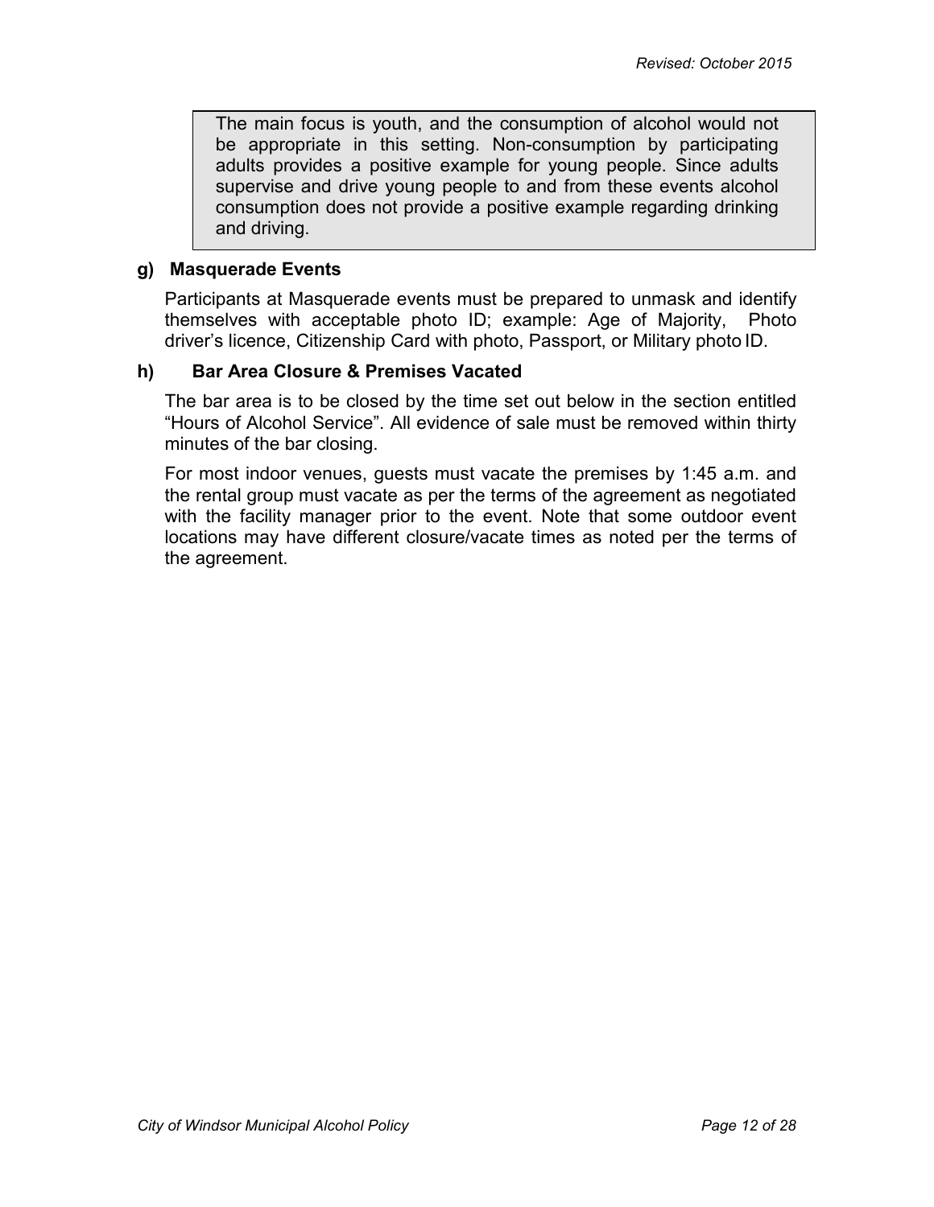> The main focus is youth, and the consumption of alcohol would not be appropriate in this setting. Non-consumption by participating adults provides a positive example for young people. Since adults supervise and drive young people to and from these events alcohol consumption does not provide a positive example regarding drinking and driving.

**g) Masquerade Events**

Participants at Masquerade events must be prepared to unmask and identify themselves with acceptable photo ID; example: Age of Majority, Photo driver's licence, Citizenship Card with photo, Passport, or Military photo ID.

**h) Bar Area Closure & Premises Vacated**

The bar area is to be closed by the time set out below in the section entitled "Hours of Alcohol Service". All evidence of sale must be removed within thirty minutes of the bar closing.

For most indoor venues, guests must vacate the premises by 1:45 a.m. and the rental group must vacate as per the terms of the agreement as negotiated with the facility manager prior to the event. Note that some outdoor event locations may have different closure/vacate times as noted per the terms of the agreement.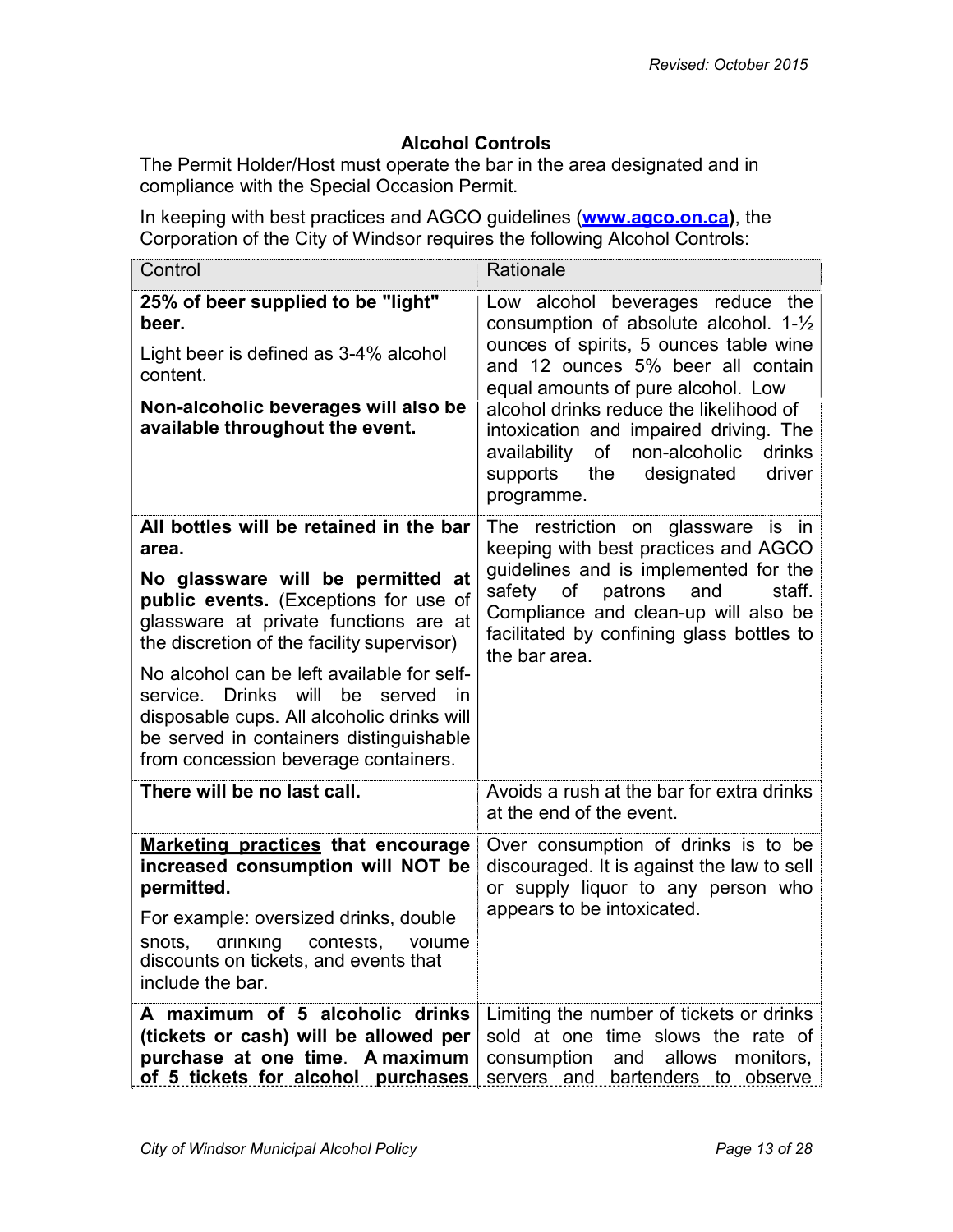*Revised: October 2015*

## Alcohol Controls

The Permit Holder/Host must operate the bar in the area designated and in compliance with the Special Occasion Permit.

In keeping with best practices and AGCO guidelines (**[www.agco.on.ca](http://www.agco.on.ca)**), the Corporation of the City of Windsor requires the following Alcohol Controls:

| Control | Rationale |
|---|---|
| **25% of beer supplied to be "light" beer.**<br><br>Light beer is defined as 3-4% alcohol content.<br><br>**Non-alcoholic beverages will also be available throughout the event.** | Low alcohol beverages reduce the consumption of absolute alcohol. 1-½ ounces of spirits, 5 ounces table wine and 12 ounces 5% beer all contain equal amounts of pure alcohol. Low alcohol drinks reduce the likelihood of intoxication and impaired driving. The availability of non-alcoholic drinks supports the designated driver programme. |
| **All bottles will be retained in the bar area.**<br><br>**No glassware will be permitted at public events.** (Exceptions for use of glassware at private functions are at the discretion of the facility supervisor)<br><br>No alcohol can be left available for self-service. Drinks will be served in disposable cups. All alcoholic drinks will be served in containers distinguishable from concession beverage containers. | The restriction on glassware is in keeping with best practices and AGCO guidelines and is implemented for the safety of patrons and staff. Compliance and clean-up will also be facilitated by confining glass bottles to the bar area. |
| **There will be no last call.** | Avoids a rush at the bar for extra drinks at the end of the event. |
| **<u>Marketing practices</u> that encourage increased consumption will NOT be permitted.**<br><br>For example: oversized drinks, double shots, drinking contests, volume discounts on tickets, and events that include the bar. | Over consumption of drinks is to be discouraged. It is against the law to sell or supply liquor to any person who appears to be intoxicated. |
| **A maximum of 5 alcoholic drinks (tickets or cash) will be allowed per purchase at one time. A maximum of 5 tickets for alcohol purchases** | Limiting the number of tickets or drinks sold at one time slows the rate of consumption and allows monitors, servers and bartenders to observe |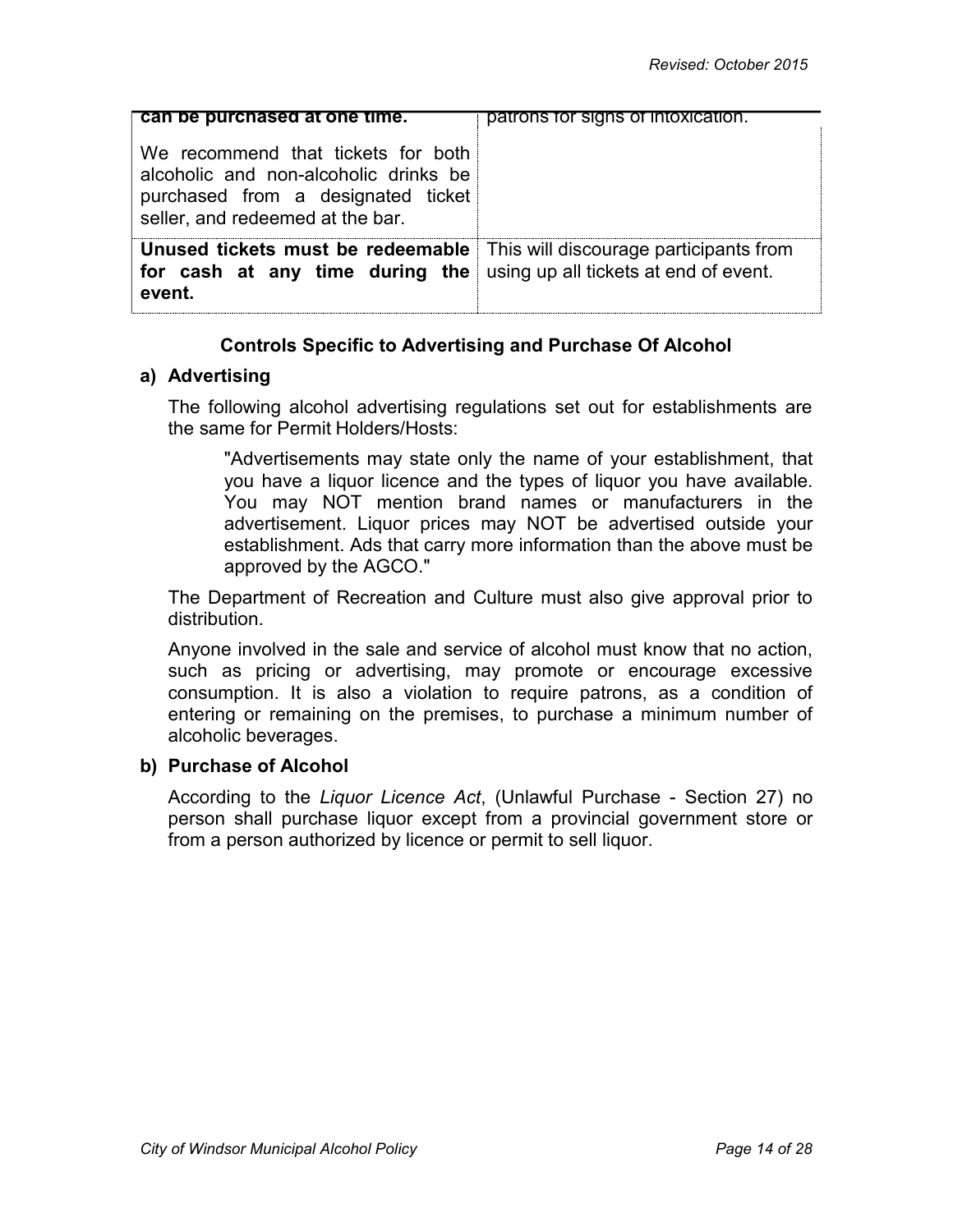| | |
|---|---|
| **can be purchased at one time.**<br><br>We recommend that tickets for both alcoholic and non-alcoholic drinks be purchased from a designated ticket seller, and redeemed at the bar. | patrons for signs of intoxication. |
| **Unused tickets must be redeemable for cash at any time during the event.** | This will discourage participants from using up all tickets at end of event. |

### Controls Specific to Advertising and Purchase Of Alcohol

**a) Advertising**

The following alcohol advertising regulations set out for establishments are the same for Permit Holders/Hosts:

> "Advertisements may state only the name of your establishment, that you have a liquor licence and the types of liquor you have available. You may NOT mention brand names or manufacturers in the advertisement. Liquor prices may NOT be advertised outside your establishment. Ads that carry more information than the above must be approved by the AGCO."

The Department of Recreation and Culture must also give approval prior to distribution.

Anyone involved in the sale and service of alcohol must know that no action, such as pricing or advertising, may promote or encourage excessive consumption. It is also a violation to require patrons, as a condition of entering or remaining on the premises, to purchase a minimum number of alcoholic beverages.

**b) Purchase of Alcohol**

According to the *Liquor Licence Act*, (Unlawful Purchase - Section 27) no person shall purchase liquor except from a provincial government store or from a person authorized by licence or permit to sell liquor.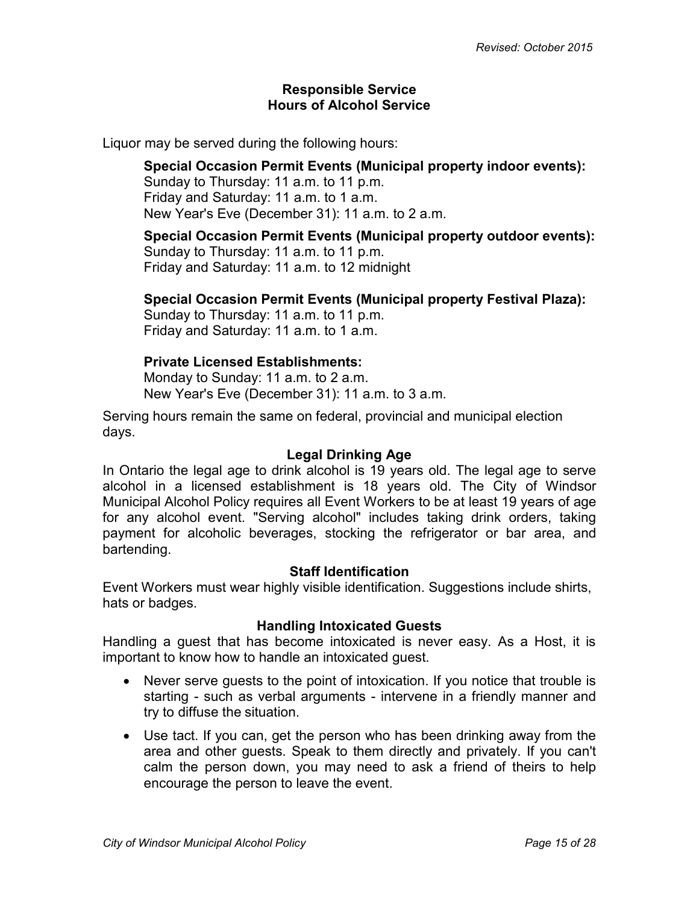## Responsible Service
## Hours of Alcohol Service

Liquor may be served during the following hours:

**Special Occasion Permit Events (Municipal property indoor events):**
Sunday to Thursday: 11 a.m. to 11 p.m.
Friday and Saturday: 11 a.m. to 1 a.m.
New Year's Eve (December 31): 11 a.m. to 2 a.m.

**Special Occasion Permit Events (Municipal property outdoor events):**
Sunday to Thursday: 11 a.m. to 11 p.m.
Friday and Saturday: 11 a.m. to 12 midnight

**Special Occasion Permit Events (Municipal property Festival Plaza):**
Sunday to Thursday: 11 a.m. to 11 p.m.
Friday and Saturday: 11 a.m. to 1 a.m.

**Private Licensed Establishments:**
Monday to Sunday: 11 a.m. to 2 a.m.
New Year's Eve (December 31): 11 a.m. to 3 a.m.

Serving hours remain the same on federal, provincial and municipal election days.

### Legal Drinking Age

In Ontario the legal age to drink alcohol is 19 years old. The legal age to serve alcohol in a licensed establishment is 18 years old. The City of Windsor Municipal Alcohol Policy requires all Event Workers to be at least 19 years of age for any alcohol event. "Serving alcohol" includes taking drink orders, taking payment for alcoholic beverages, stocking the refrigerator or bar area, and bartending.

### Staff Identification

Event Workers must wear highly visible identification. Suggestions include shirts, hats or badges.

### Handling Intoxicated Guests

Handling a guest that has become intoxicated is never easy. As a Host, it is important to know how to handle an intoxicated guest.

- Never serve guests to the point of intoxication. If you notice that trouble is starting - such as verbal arguments - intervene in a friendly manner and try to diffuse the situation.
- Use tact. If you can, get the person who has been drinking away from the area and other guests. Speak to them directly and privately. If you can't calm the person down, you may need to ask a friend of theirs to help encourage the person to leave the event.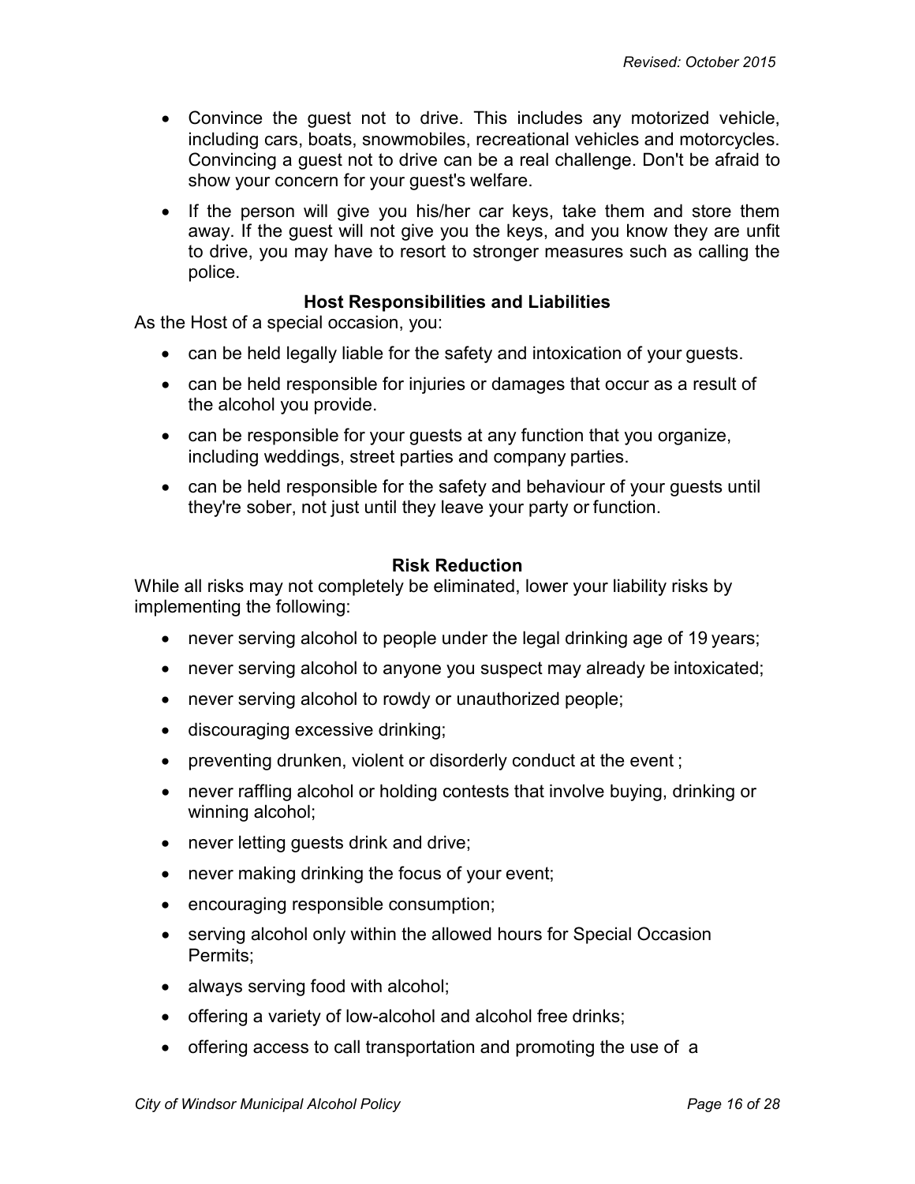- Convince the guest not to drive. This includes any motorized vehicle, including cars, boats, snowmobiles, recreational vehicles and motorcycles. Convincing a guest not to drive can be a real challenge. Don't be afraid to show your concern for your guest's welfare.
- If the person will give you his/her car keys, take them and store them away. If the guest will not give you the keys, and you know they are unfit to drive, you may have to resort to stronger measures such as calling the police.

### Host Responsibilities and Liabilities

As the Host of a special occasion, you:

- can be held legally liable for the safety and intoxication of your guests.
- can be held responsible for injuries or damages that occur as a result of the alcohol you provide.
- can be responsible for your guests at any function that you organize, including weddings, street parties and company parties.
- can be held responsible for the safety and behaviour of your guests until they're sober, not just until they leave your party or function.

### Risk Reduction

While all risks may not completely be eliminated, lower your liability risks by implementing the following:

- never serving alcohol to people under the legal drinking age of 19 years;
- never serving alcohol to anyone you suspect may already be intoxicated;
- never serving alcohol to rowdy or unauthorized people;
- discouraging excessive drinking;
- preventing drunken, violent or disorderly conduct at the event ;
- never raffling alcohol or holding contests that involve buying, drinking or winning alcohol;
- never letting guests drink and drive;
- never making drinking the focus of your event;
- encouraging responsible consumption;
- serving alcohol only within the allowed hours for Special Occasion Permits;
- always serving food with alcohol;
- offering a variety of low-alcohol and alcohol free drinks;
- offering access to call transportation and promoting the use of a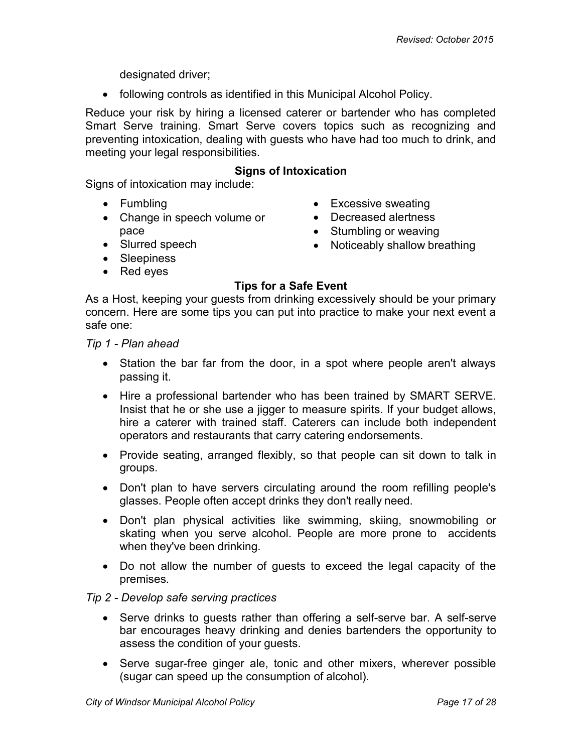designated driver;

- following controls as identified in this Municipal Alcohol Policy.

Reduce your risk by hiring a licensed caterer or bartender who has completed Smart Serve training. Smart Serve covers topics such as recognizing and preventing intoxication, dealing with guests who have had too much to drink, and meeting your legal responsibilities.

**Signs of Intoxication**

Signs of intoxication may include:

- Fumbling
- Change in speech volume or pace
- Slurred speech
- Sleepiness
- Red eyes
- Excessive sweating
- Decreased alertness
- Stumbling or weaving
- Noticeably shallow breathing

**Tips for a Safe Event**

As a Host, keeping your guests from drinking excessively should be your primary concern. Here are some tips you can put into practice to make your next event a safe one:

*Tip 1 - Plan ahead*

- Station the bar far from the door, in a spot where people aren't always passing it.
- Hire a professional bartender who has been trained by SMART SERVE. Insist that he or she use a jigger to measure spirits. If your budget allows, hire a caterer with trained staff. Caterers can include both independent operators and restaurants that carry catering endorsements.
- Provide seating, arranged flexibly, so that people can sit down to talk in groups.
- Don't plan to have servers circulating around the room refilling people's glasses. People often accept drinks they don't really need.
- Don't plan physical activities like swimming, skiing, snowmobiling or skating when you serve alcohol. People are more prone to accidents when they've been drinking.
- Do not allow the number of guests to exceed the legal capacity of the premises.

*Tip 2 - Develop safe serving practices*

- Serve drinks to guests rather than offering a self-serve bar. A self-serve bar encourages heavy drinking and denies bartenders the opportunity to assess the condition of your guests.
- Serve sugar-free ginger ale, tonic and other mixers, wherever possible (sugar can speed up the consumption of alcohol).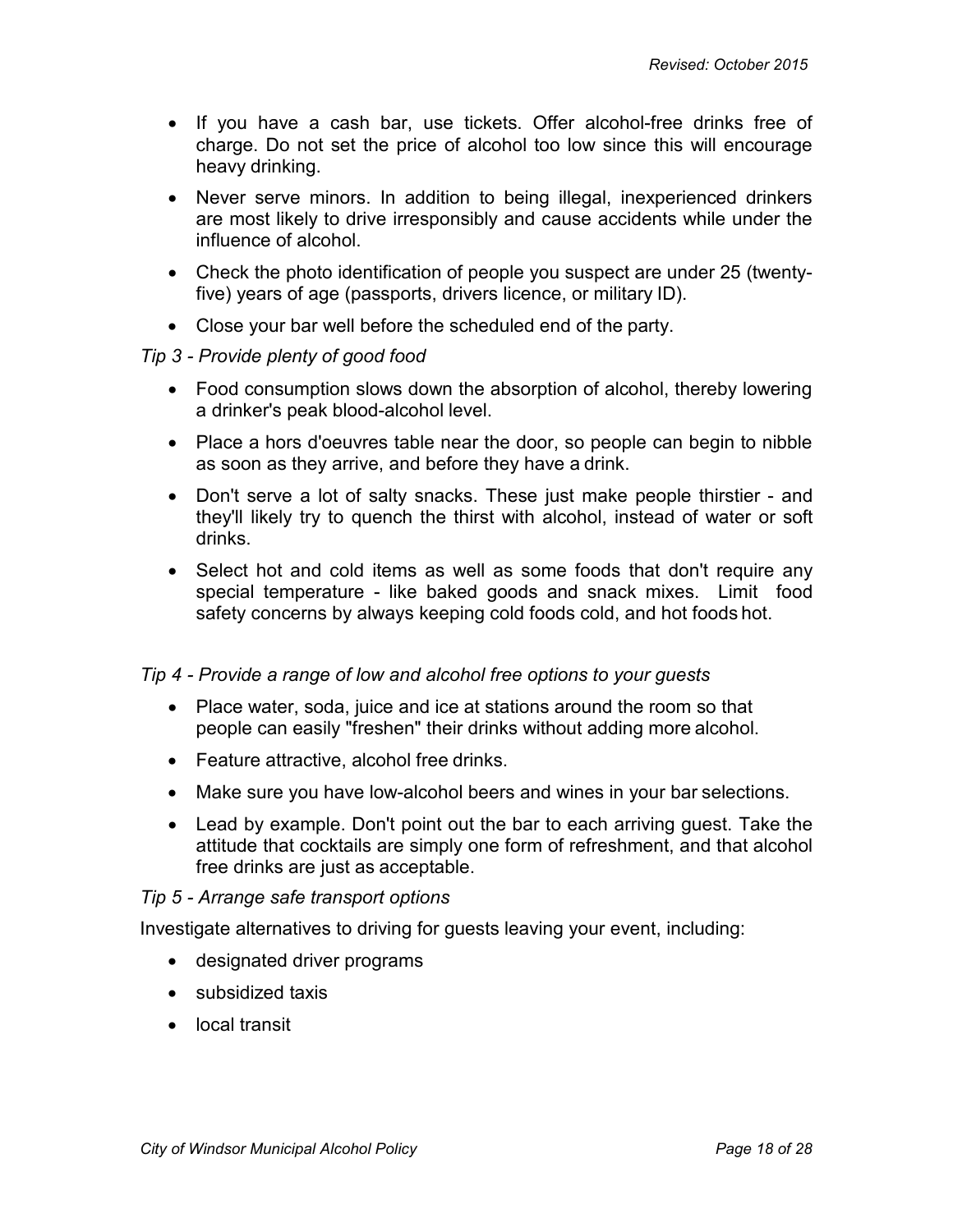- If you have a cash bar, use tickets. Offer alcohol-free drinks free of charge. Do not set the price of alcohol too low since this will encourage heavy drinking.
- Never serve minors. In addition to being illegal, inexperienced drinkers are most likely to drive irresponsibly and cause accidents while under the influence of alcohol.
- Check the photo identification of people you suspect are under 25 (twenty-five) years of age (passports, drivers licence, or military ID).
- Close your bar well before the scheduled end of the party.

*Tip 3 - Provide plenty of good food*

- Food consumption slows down the absorption of alcohol, thereby lowering a drinker's peak blood-alcohol level.
- Place a hors d'oeuvres table near the door, so people can begin to nibble as soon as they arrive, and before they have a drink.
- Don't serve a lot of salty snacks. These just make people thirstier - and they'll likely try to quench the thirst with alcohol, instead of water or soft drinks.
- Select hot and cold items as well as some foods that don't require any special temperature - like baked goods and snack mixes. Limit food safety concerns by always keeping cold foods cold, and hot foods hot.

*Tip 4 - Provide a range of low and alcohol free options to your guests*

- Place water, soda, juice and ice at stations around the room so that people can easily "freshen" their drinks without adding more alcohol.
- Feature attractive, alcohol free drinks.
- Make sure you have low-alcohol beers and wines in your bar selections.
- Lead by example. Don't point out the bar to each arriving guest. Take the attitude that cocktails are simply one form of refreshment, and that alcohol free drinks are just as acceptable.

*Tip 5 - Arrange safe transport options*

Investigate alternatives to driving for guests leaving your event, including:

- designated driver programs
- subsidized taxis
- local transit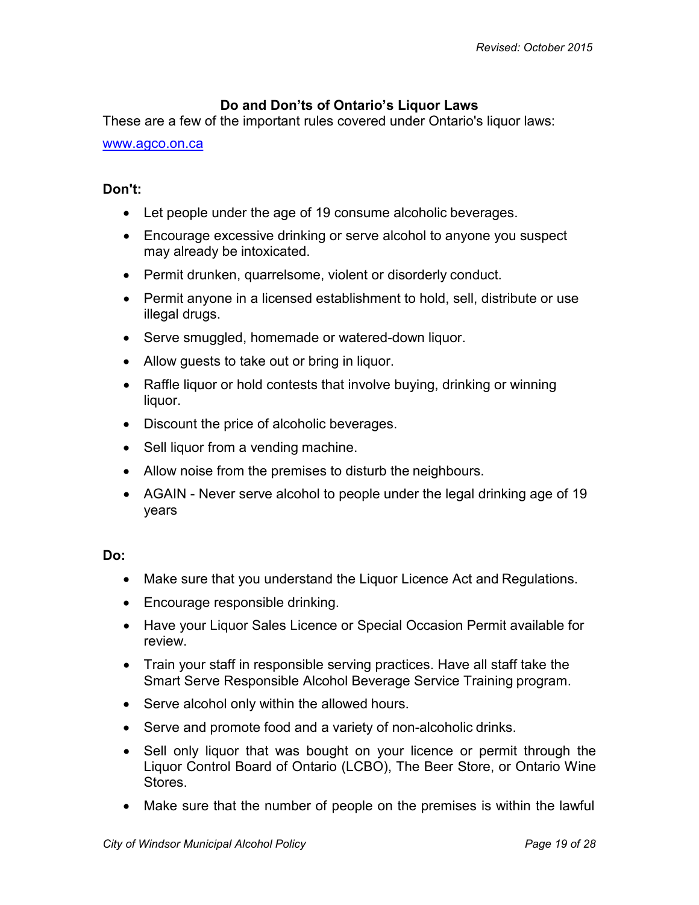## Do and Don'ts of Ontario's Liquor Laws

These are a few of the important rules covered under Ontario's liquor laws:

www.agco.on.ca

**Don't:**

- Let people under the age of 19 consume alcoholic beverages.
- Encourage excessive drinking or serve alcohol to anyone you suspect may already be intoxicated.
- Permit drunken, quarrelsome, violent or disorderly conduct.
- Permit anyone in a licensed establishment to hold, sell, distribute or use illegal drugs.
- Serve smuggled, homemade or watered-down liquor.
- Allow guests to take out or bring in liquor.
- Raffle liquor or hold contests that involve buying, drinking or winning liquor.
- Discount the price of alcoholic beverages.
- Sell liquor from a vending machine.
- Allow noise from the premises to disturb the neighbours.
- AGAIN - Never serve alcohol to people under the legal drinking age of 19 years

**Do:**

- Make sure that you understand the Liquor Licence Act and Regulations.
- Encourage responsible drinking.
- Have your Liquor Sales Licence or Special Occasion Permit available for review.
- Train your staff in responsible serving practices. Have all staff take the Smart Serve Responsible Alcohol Beverage Service Training program.
- Serve alcohol only within the allowed hours.
- Serve and promote food and a variety of non-alcoholic drinks.
- Sell only liquor that was bought on your licence or permit through the Liquor Control Board of Ontario (LCBO), The Beer Store, or Ontario Wine Stores.
- Make sure that the number of people on the premises is within the lawful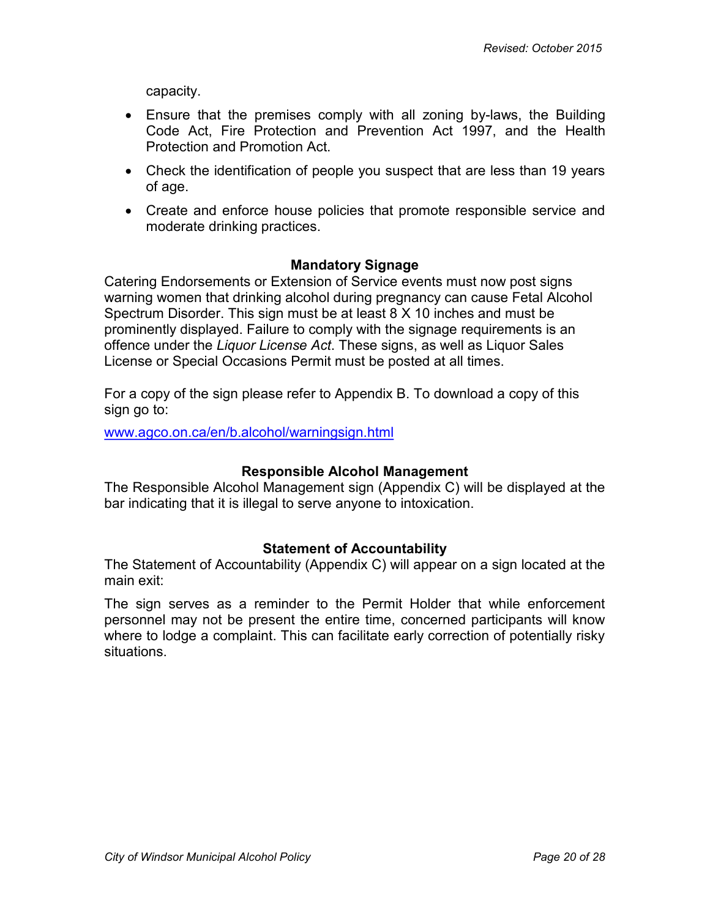capacity.

- Ensure that the premises comply with all zoning by-laws, the Building Code Act, Fire Protection and Prevention Act 1997, and the Health Protection and Promotion Act.
- Check the identification of people you suspect that are less than 19 years of age.
- Create and enforce house policies that promote responsible service and moderate drinking practices.

### Mandatory Signage

Catering Endorsements or Extension of Service events must now post signs warning women that drinking alcohol during pregnancy can cause Fetal Alcohol Spectrum Disorder. This sign must be at least 8 X 10 inches and must be prominently displayed. Failure to comply with the signage requirements is an offence under the *Liquor License Act*. These signs, as well as Liquor Sales License or Special Occasions Permit must be posted at all times.

For a copy of the sign please refer to Appendix B. To download a copy of this sign go to:

www.agco.on.ca/en/b.alcohol/warningsign.html

### Responsible Alcohol Management

The Responsible Alcohol Management sign (Appendix C) will be displayed at the bar indicating that it is illegal to serve anyone to intoxication.

### Statement of Accountability

The Statement of Accountability (Appendix C) will appear on a sign located at the main exit:

The sign serves as a reminder to the Permit Holder that while enforcement personnel may not be present the entire time, concerned participants will know where to lodge a complaint. This can facilitate early correction of potentially risky situations.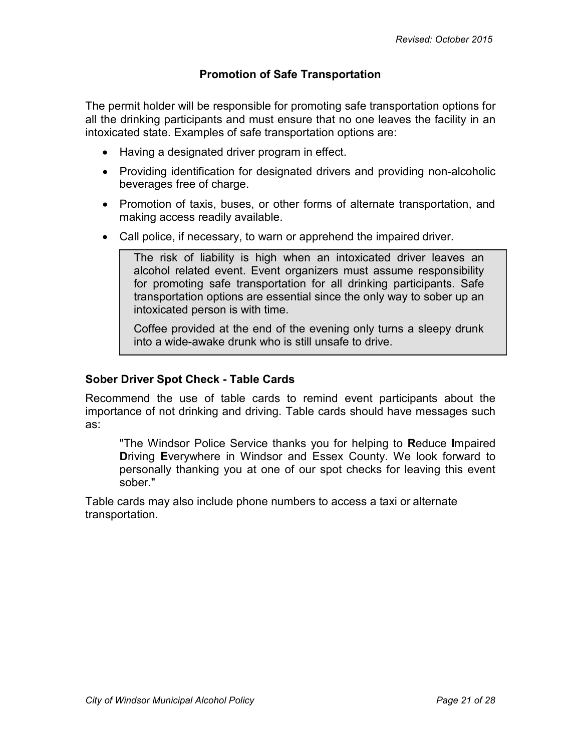## Promotion of Safe Transportation

The permit holder will be responsible for promoting safe transportation options for all the drinking participants and must ensure that no one leaves the facility in an intoxicated state. Examples of safe transportation options are:

- Having a designated driver program in effect.
- Providing identification for designated drivers and providing non-alcoholic beverages free of charge.
- Promotion of taxis, buses, or other forms of alternate transportation, and making access readily available.
- Call police, if necessary, to warn or apprehend the impaired driver.

> The risk of liability is high when an intoxicated driver leaves an alcohol related event. Event organizers must assume responsibility for promoting safe transportation for all drinking participants. Safe transportation options are essential since the only way to sober up an intoxicated person is with time.
>
> Coffee provided at the end of the evening only turns a sleepy drunk into a wide-awake drunk who is still unsafe to drive.

### Sober Driver Spot Check - Table Cards

Recommend the use of table cards to remind event participants about the importance of not drinking and driving. Table cards should have messages such as:

> "The Windsor Police Service thanks you for helping to **R**educe **I**mpaired **D**riving **E**verywhere in Windsor and Essex County. We look forward to personally thanking you at one of our spot checks for leaving this event sober."

Table cards may also include phone numbers to access a taxi or alternate transportation.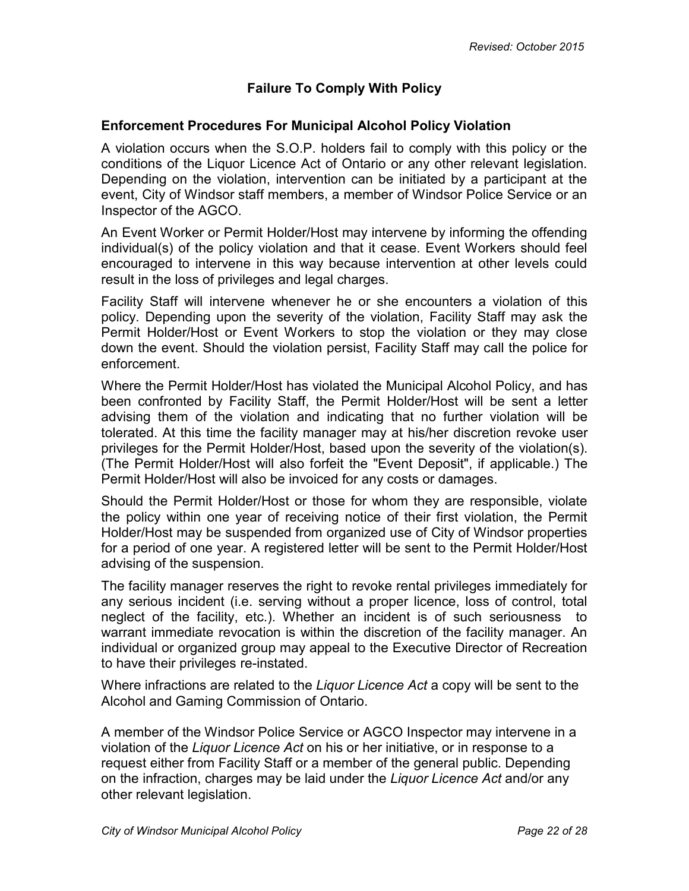## Failure To Comply With Policy

### Enforcement Procedures For Municipal Alcohol Policy Violation

A violation occurs when the S.O.P. holders fail to comply with this policy or the conditions of the Liquor Licence Act of Ontario or any other relevant legislation. Depending on the violation, intervention can be initiated by a participant at the event, City of Windsor staff members, a member of Windsor Police Service or an Inspector of the AGCO.

An Event Worker or Permit Holder/Host may intervene by informing the offending individual(s) of the policy violation and that it cease. Event Workers should feel encouraged to intervene in this way because intervention at other levels could result in the loss of privileges and legal charges.

Facility Staff will intervene whenever he or she encounters a violation of this policy. Depending upon the severity of the violation, Facility Staff may ask the Permit Holder/Host or Event Workers to stop the violation or they may close down the event. Should the violation persist, Facility Staff may call the police for enforcement.

Where the Permit Holder/Host has violated the Municipal Alcohol Policy, and has been confronted by Facility Staff, the Permit Holder/Host will be sent a letter advising them of the violation and indicating that no further violation will be tolerated. At this time the facility manager may at his/her discretion revoke user privileges for the Permit Holder/Host, based upon the severity of the violation(s). (The Permit Holder/Host will also forfeit the "Event Deposit", if applicable.) The Permit Holder/Host will also be invoiced for any costs or damages.

Should the Permit Holder/Host or those for whom they are responsible, violate the policy within one year of receiving notice of their first violation, the Permit Holder/Host may be suspended from organized use of City of Windsor properties for a period of one year. A registered letter will be sent to the Permit Holder/Host advising of the suspension.

The facility manager reserves the right to revoke rental privileges immediately for any serious incident (i.e. serving without a proper licence, loss of control, total neglect of the facility, etc.). Whether an incident is of such seriousness to warrant immediate revocation is within the discretion of the facility manager. An individual or organized group may appeal to the Executive Director of Recreation to have their privileges re-instated.

Where infractions are related to the *Liquor Licence Act* a copy will be sent to the Alcohol and Gaming Commission of Ontario.

A member of the Windsor Police Service or AGCO Inspector may intervene in a violation of the *Liquor Licence Act* on his or her initiative, or in response to a request either from Facility Staff or a member of the general public. Depending on the infraction, charges may be laid under the *Liquor Licence Act* and/or any other relevant legislation.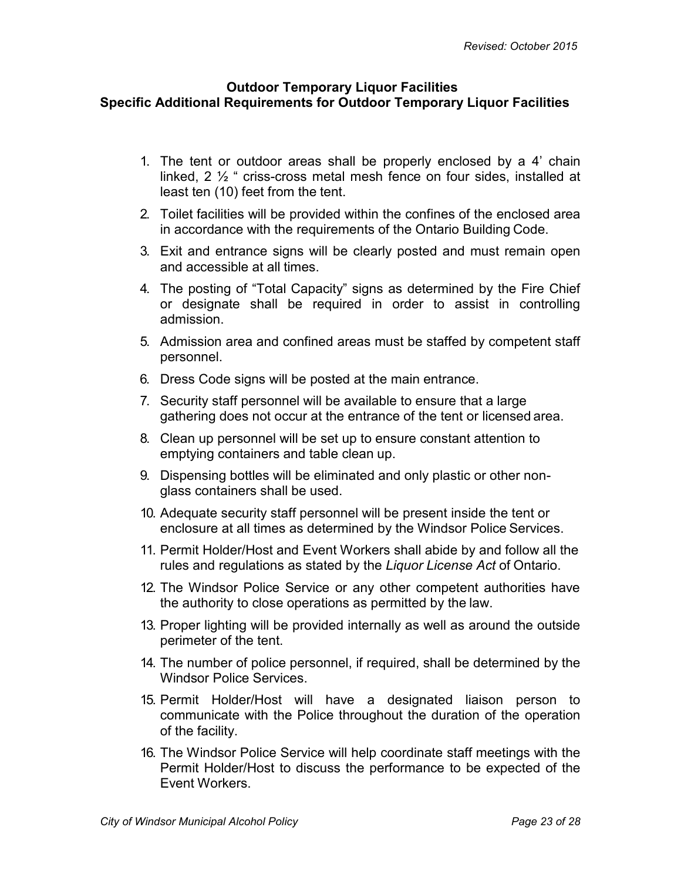Revised: October 2015

**Outdoor Temporary Liquor Facilities**
**Specific Additional Requirements for Outdoor Temporary Liquor Facilities**

1. The tent or outdoor areas shall be properly enclosed by a 4' chain linked, 2 ½ " criss-cross metal mesh fence on four sides, installed at least ten (10) feet from the tent.
2. Toilet facilities will be provided within the confines of the enclosed area in accordance with the requirements of the Ontario Building Code.
3. Exit and entrance signs will be clearly posted and must remain open and accessible at all times.
4. The posting of "Total Capacity" signs as determined by the Fire Chief or designate shall be required in order to assist in controlling admission.
5. Admission area and confined areas must be staffed by competent staff personnel.
6. Dress Code signs will be posted at the main entrance.
7. Security staff personnel will be available to ensure that a large gathering does not occur at the entrance of the tent or licensed area.
8. Clean up personnel will be set up to ensure constant attention to emptying containers and table clean up.
9. Dispensing bottles will be eliminated and only plastic or other non-glass containers shall be used.
10. Adequate security staff personnel will be present inside the tent or enclosure at all times as determined by the Windsor Police Services.
11. Permit Holder/Host and Event Workers shall abide by and follow all the rules and regulations as stated by the *Liquor License Act* of Ontario.
12. The Windsor Police Service or any other competent authorities have the authority to close operations as permitted by the law.
13. Proper lighting will be provided internally as well as around the outside perimeter of the tent.
14. The number of police personnel, if required, shall be determined by the Windsor Police Services.
15. Permit Holder/Host will have a designated liaison person to communicate with the Police throughout the duration of the operation of the facility.
16. The Windsor Police Service will help coordinate staff meetings with the Permit Holder/Host to discuss the performance to be expected of the Event Workers.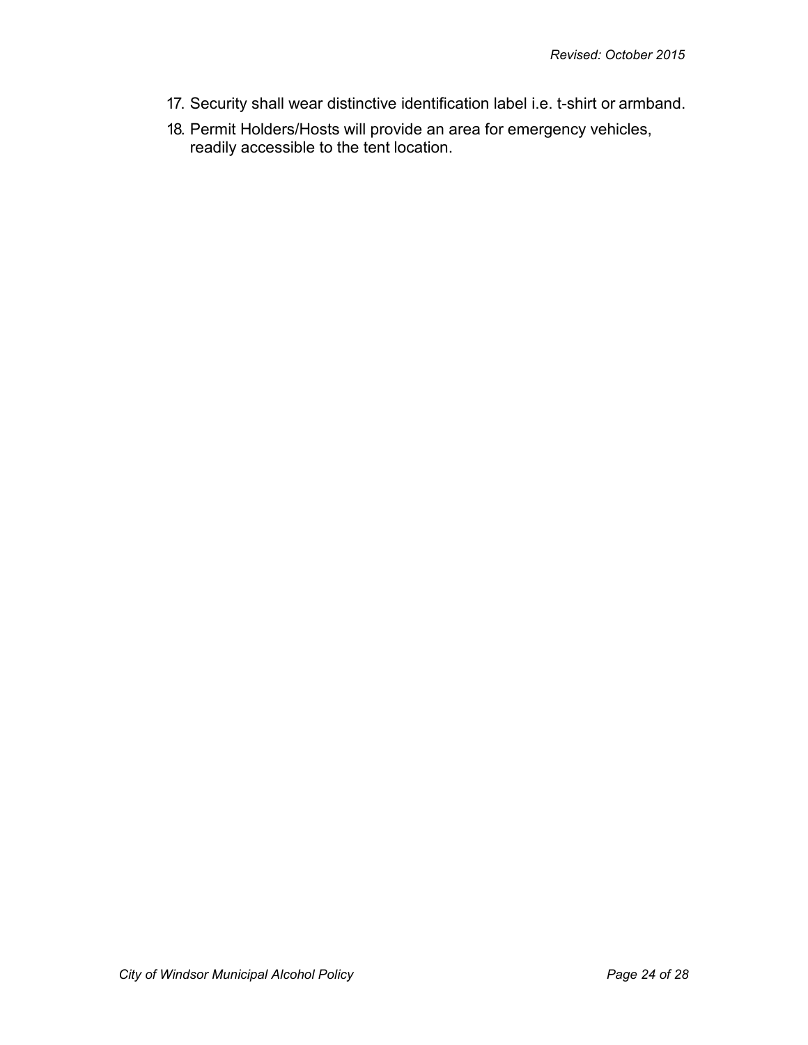17. Security shall wear distinctive identification label i.e. t-shirt or armband.
18. Permit Holders/Hosts will provide an area for emergency vehicles, readily accessible to the tent location.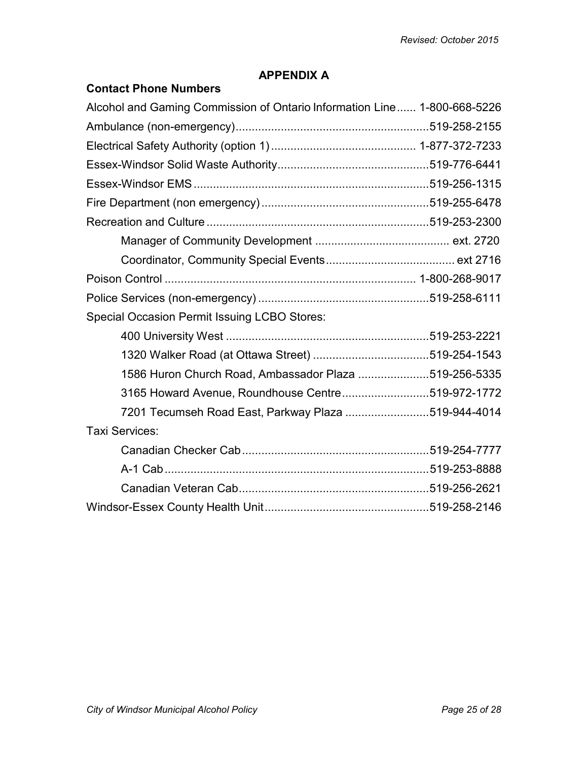## APPENDIX A

### Contact Phone Numbers

Alcohol and Gaming Commission of Ontario Information Line...... 1-800-668-5226

Ambulance (non-emergency)............................................................519-258-2155

Electrical Safety Authority (option 1)............................................. 1-877-372-7233

Essex-Windsor Solid Waste Authority...............................................519-776-6441

Essex-Windsor EMS........................................................................519-256-1315

Fire Department (non emergency)....................................................519-255-6478

Recreation and Culture.....................................................................519-253-2300

- Manager of Community Development .......................................... ext. 2720
- Coordinator, Community Special Events........................................ ext 2716

Poison Control.............................................................................. 1-800-268-9017

Police Services (non-emergency).....................................................519-258-6111

Special Occasion Permit Issuing LCBO Stores:

- 400 University West ...............................................................519-253-2221
- 1320 Walker Road (at Ottawa Street) ....................................519-254-1543
- 1586 Huron Church Road, Ambassador Plaza ......................519-256-5335
- 3165 Howard Avenue, Roundhouse Centre...........................519-972-1772
- 7201 Tecumseh Road East, Parkway Plaza ..........................519-944-4014

Taxi Services:

- Canadian Checker Cab..........................................................519-254-7777
- A-1 Cab.................................................................................519-253-8888
- Canadian Veteran Cab...........................................................519-256-2621

Windsor-Essex County Health Unit...................................................519-258-2146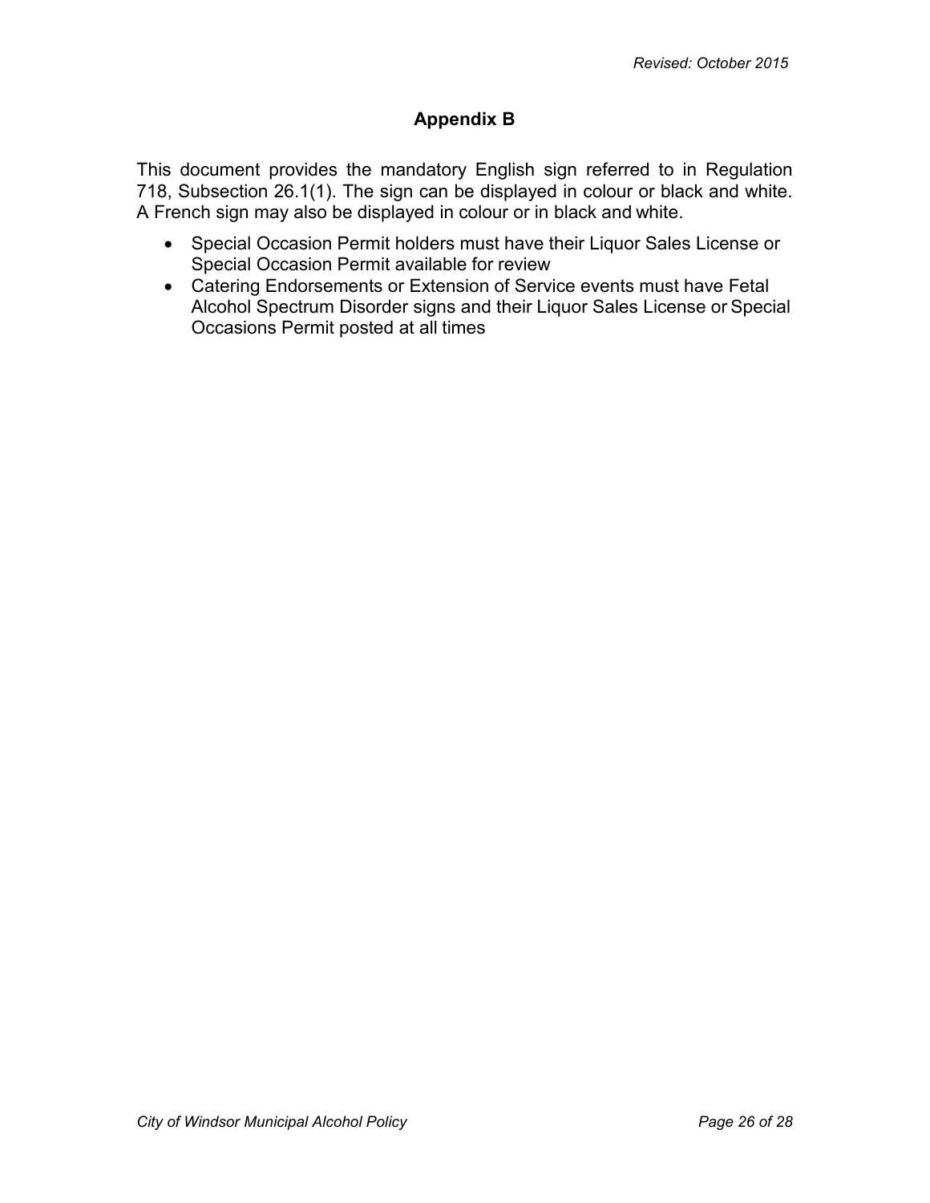*Revised: October 2015*

## Appendix B

This document provides the mandatory English sign referred to in Regulation 718, Subsection 26.1(1). The sign can be displayed in colour or black and white. A French sign may also be displayed in colour or in black and white.

- Special Occasion Permit holders must have their Liquor Sales License or Special Occasion Permit available for review
- Catering Endorsements or Extension of Service events must have Fetal Alcohol Spectrum Disorder signs and their Liquor Sales License or Special Occasions Permit posted at all times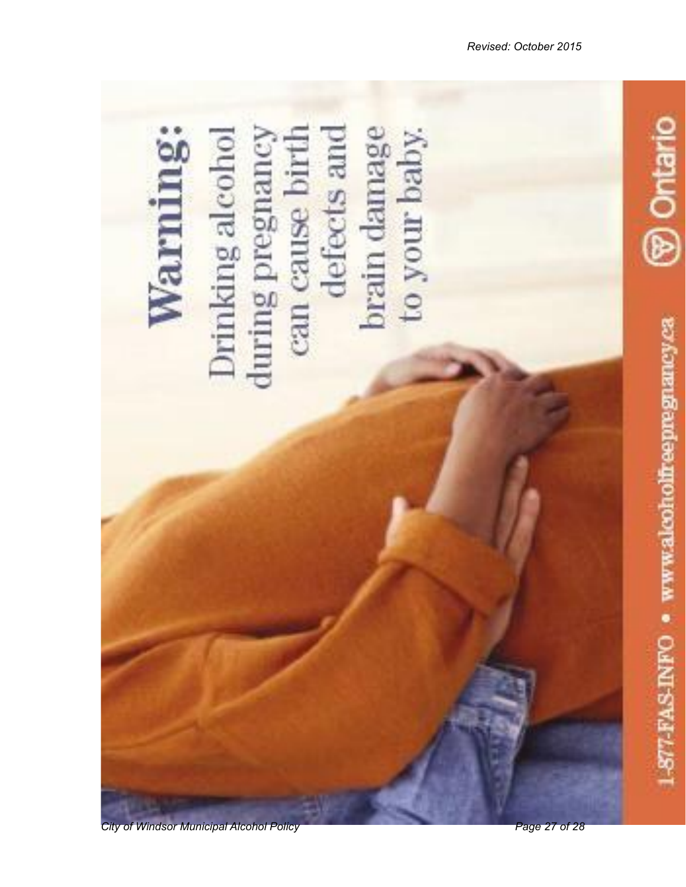**Warning:**

Drinking alcohol during pregnancy can cause birth defects and brain damage to your baby.

Ontario

1-877-FAS-INFO • www.alcoholfreepregnancy.ca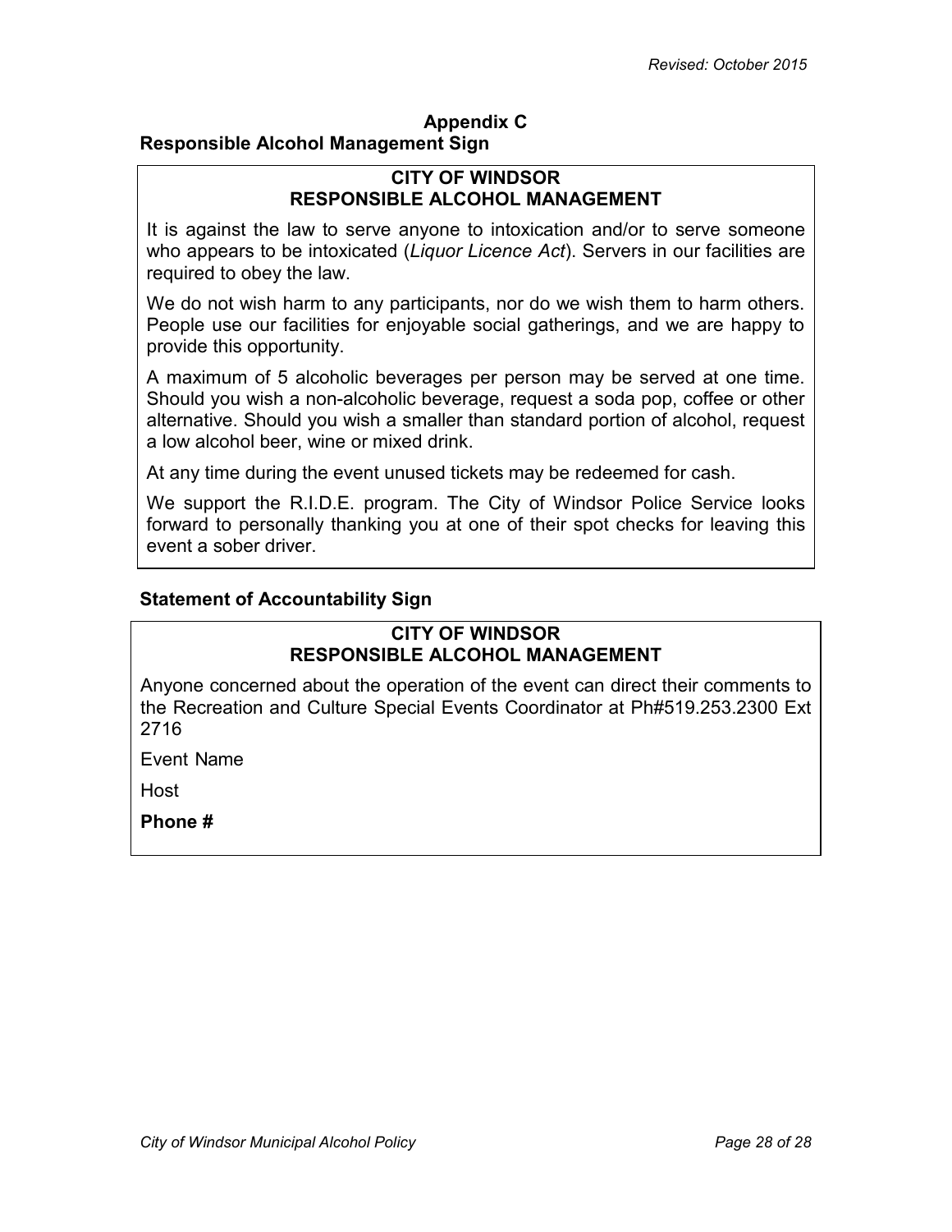## Appendix C

### Responsible Alcohol Management Sign

**CITY OF WINDSOR**
**RESPONSIBLE ALCOHOL MANAGEMENT**

It is against the law to serve anyone to intoxication and/or to serve someone who appears to be intoxicated (*Liquor Licence Act*). Servers in our facilities are required to obey the law.

We do not wish harm to any participants, nor do we wish them to harm others. People use our facilities for enjoyable social gatherings, and we are happy to provide this opportunity.

A maximum of 5 alcoholic beverages per person may be served at one time. Should you wish a non-alcoholic beverage, request a soda pop, coffee or other alternative. Should you wish a smaller than standard portion of alcohol, request a low alcohol beer, wine or mixed drink.

At any time during the event unused tickets may be redeemed for cash.

We support the R.I.D.E. program. The City of Windsor Police Service looks forward to personally thanking you at one of their spot checks for leaving this event a sober driver.

### Statement of Accountability Sign

**CITY OF WINDSOR**
**RESPONSIBLE ALCOHOL MANAGEMENT**

Anyone concerned about the operation of the event can direct their comments to the Recreation and Culture Special Events Coordinator at Ph#519.253.2300 Ext 2716

Event Name

Host

**Phone #**